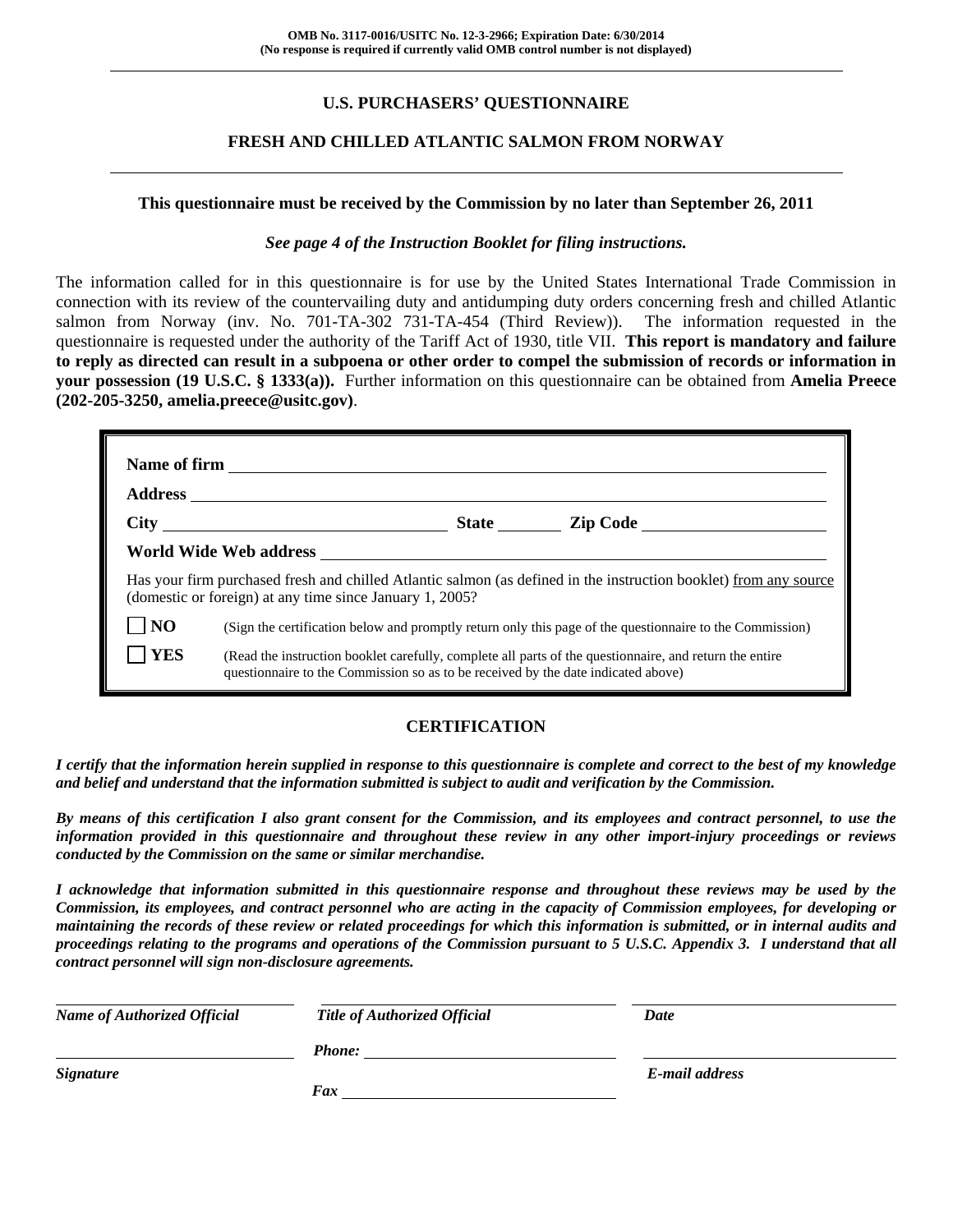**OMB No. 3117-0016/USITC No. 12-3-2966; Expiration Date: 6/30/2014**
**(No response is required if currently valid OMB control number is not displayed)**

## U.S. PURCHASERS' QUESTIONNAIRE

## FRESH AND CHILLED ATLANTIC SALMON FROM NORWAY

**This questionnaire must be received by the Commission by no later than September 26, 2011**

***See page 4 of the Instruction Booklet for filing instructions.***

The information called for in this questionnaire is for use by the United States International Trade Commission in connection with its review of the countervailing duty and antidumping duty orders concerning fresh and chilled Atlantic salmon from Norway (inv. No. 701-TA-302 731-TA-454 (Third Review)). The information requested in the questionnaire is requested under the authority of the Tariff Act of 1930, title VII. **This report is mandatory and failure to reply as directed can result in a subpoena or other order to compel the submission of records or information in your possession (19 U.S.C. § 1333(a)).** Further information on this questionnaire can be obtained from **Amelia Preece (202-205-3250, amelia.preece@usitc.gov)**.

**Name of firm** ______________________________

**Address** ______________________________

**City** ______________ **State** ________ **Zip Code** ______________

**World Wide Web address** ______________________________

Has your firm purchased fresh and chilled Atlantic salmon (as defined in the instruction booklet) from any source (domestic or foreign) at any time since January 1, 2005?

☐ **NO** (Sign the certification below and promptly return only this page of the questionnaire to the Commission)

☐ **YES** (Read the instruction booklet carefully, complete all parts of the questionnaire, and return the entire questionnaire to the Commission so as to be received by the date indicated above)

## CERTIFICATION

***I certify that the information herein supplied in response to this questionnaire is complete and correct to the best of my knowledge and belief and understand that the information submitted is subject to audit and verification by the Commission.***

***By means of this certification I also grant consent for the Commission, and its employees and contract personnel, to use the information provided in this questionnaire and throughout these review in any other import-injury proceedings or reviews conducted by the Commission on the same or similar merchandise.***

***I acknowledge that information submitted in this questionnaire response and throughout these reviews may be used by the Commission, its employees, and contract personnel who are acting in the capacity of Commission employees, for developing or maintaining the records of these review or related proceedings for which this information is submitted, or in internal audits and proceedings relating to the programs and operations of the Commission pursuant to 5 U.S.C. Appendix 3. I understand that all contract personnel will sign non-disclosure agreements.***

| ______________________________ | ______________________________ | ______________________________ |
|---|---|---|
| ***Name of Authorized Official*** | ***Title of Authorized Official*** | ***Date*** |
| ______________________________ | ***Phone:*** ______________________ | ______________________________ |
| ***Signature*** | ***Fax*** ______________________ | ***E-mail address*** |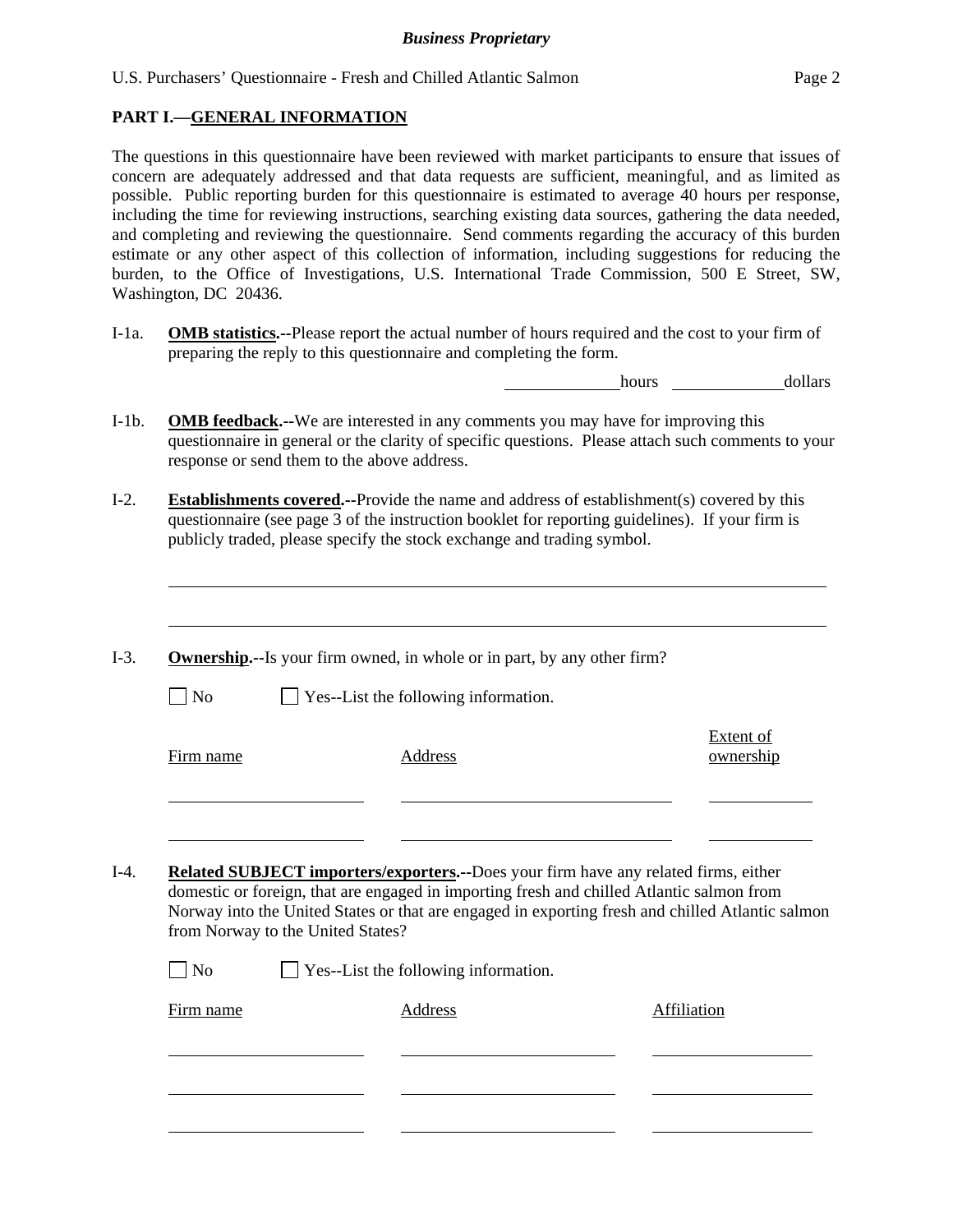## PART I.—GENERAL INFORMATION

The questions in this questionnaire have been reviewed with market participants to ensure that issues of concern are adequately addressed and that data requests are sufficient, meaningful, and as limited as possible. Public reporting burden for this questionnaire is estimated to average 40 hours per response, including the time for reviewing instructions, searching existing data sources, gathering the data needed, and completing and reviewing the questionnaire. Send comments regarding the accuracy of this burden estimate or any other aspect of this collection of information, including suggestions for reducing the burden, to the Office of Investigations, U.S. International Trade Commission, 500 E Street, SW, Washington, DC 20436.

I-1a. **OMB statistics.**--Please report the actual number of hours required and the cost to your firm of preparing the reply to this questionnaire and completing the form.

_____________hours _____________dollars

I-1b. **OMB feedback.**--We are interested in any comments you may have for improving this questionnaire in general or the clarity of specific questions. Please attach such comments to your response or send them to the above address.

I-2. **Establishments covered.**--Provide the name and address of establishment(s) covered by this questionnaire (see page 3 of the instruction booklet for reporting guidelines). If your firm is publicly traded, please specify the stock exchange and trading symbol.

______________________________________________________________________________

______________________________________________________________________________

I-3. **Ownership.**--Is your firm owned, in whole or in part, by any other firm?

☐ No ☐ Yes--List the following information.

| Firm name | Address | Extent of ownership |
|---|---|---|
| | | |
| | | |

I-4. **Related SUBJECT importers/exporters.**--Does your firm have any related firms, either domestic or foreign, that are engaged in importing fresh and chilled Atlantic salmon from Norway into the United States or that are engaged in exporting fresh and chilled Atlantic salmon from Norway to the United States?

☐ No ☐ Yes--List the following information.

| Firm name | Address | Affiliation |
|---|---|---|
| | | |
| | | |
| | | |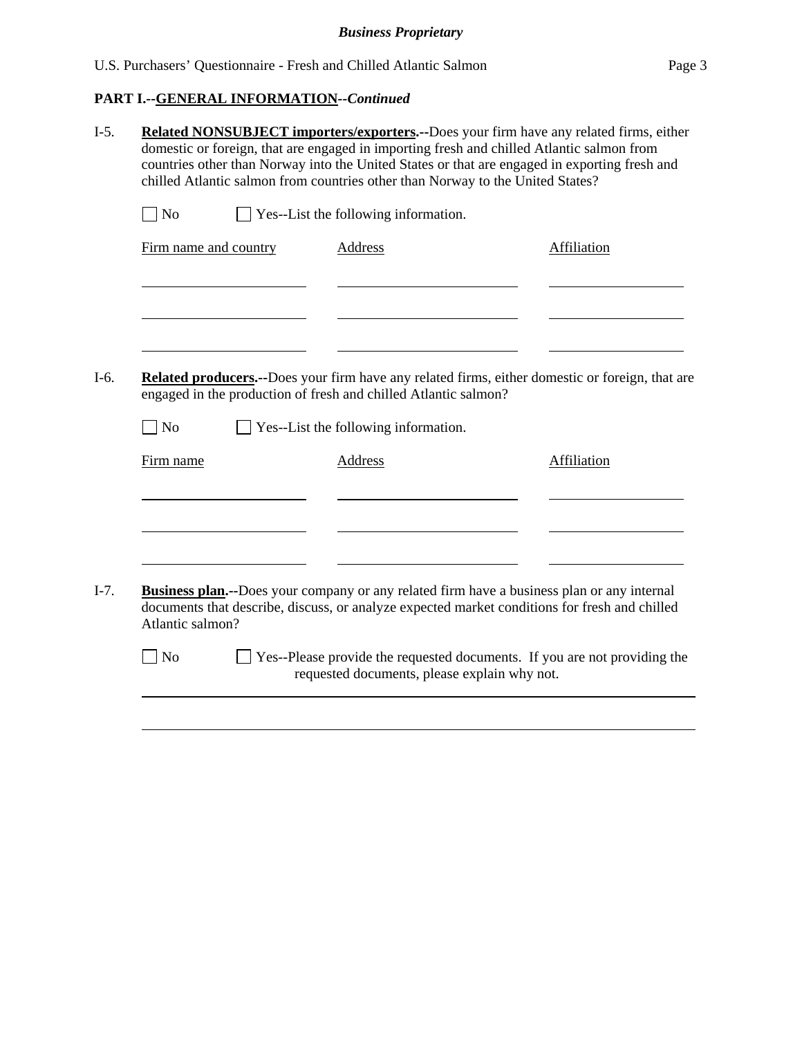## PART I.--GENERAL INFORMATION--*Continued*

I-5. **Related NONSUBJECT importers/exporters.**--Does your firm have any related firms, either domestic or foreign, that are engaged in importing fresh and chilled Atlantic salmon from countries other than Norway into the United States or that are engaged in exporting fresh and chilled Atlantic salmon from countries other than Norway to the United States?

☐ No ☐ Yes--List the following information.

| Firm name and country | Address | Affiliation |
|---|---|---|
| | | |
| | | |
| | | |

I-6. **Related producers.**--Does your firm have any related firms, either domestic or foreign, that are engaged in the production of fresh and chilled Atlantic salmon?

☐ No ☐ Yes--List the following information.

| Firm name | Address | Affiliation |
|---|---|---|
| | | |
| | | |
| | | |

I-7. **Business plan.**--Does your company or any related firm have a business plan or any internal documents that describe, discuss, or analyze expected market conditions for fresh and chilled Atlantic salmon?

☐ No ☐ Yes--Please provide the requested documents. If you are not providing the requested documents, please explain why not.

______________________________________________________________________

______________________________________________________________________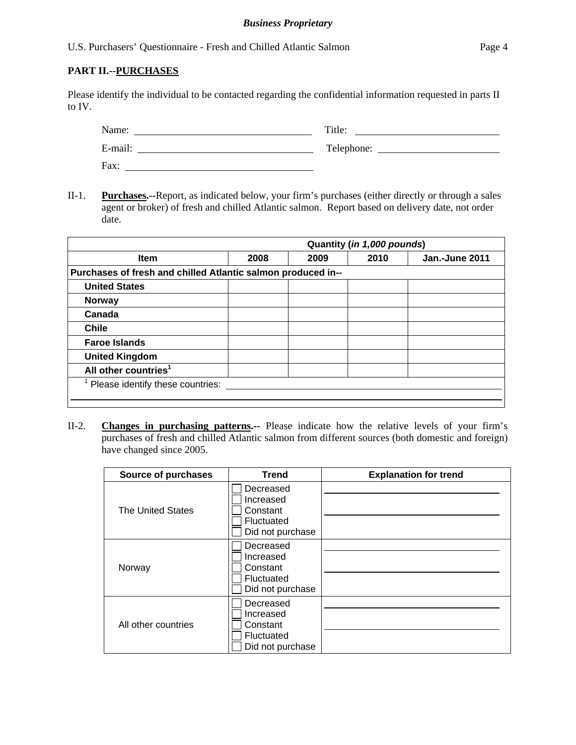*Business Proprietary*

U.S. Purchasers' Questionnaire - Fresh and Chilled Atlantic Salmon

**PART II.--PURCHASES**

Please identify the individual to be contacted regarding the confidential information requested in parts II to IV.

Name: ______________________ Title: ______________________

E-mail: ______________________ Telephone: ______________________

Fax: ______________________

II-1. **Purchases.--**Report, as indicated below, your firm's purchases (either directly or through a sales agent or broker) of fresh and chilled Atlantic salmon. Report based on delivery date, not order date.

| | Quantity (*in 1,000 pounds*) | | | |
|---|---|---|---|---|
| **Item** | **2008** | **2009** | **2010** | **Jan.-June 2011** |
| **Purchases of fresh and chilled Atlantic salmon produced in--** | | | | |
| **United States** | | | | |
| **Norway** | | | | |
| **Canada** | | | | |
| **Chile** | | | | |
| **Faroe Islands** | | | | |
| **United Kingdom** | | | | |
| **All other countries**[1] | | | | |

[1] Please identify these countries: ______________________

II-2. **Changes in purchasing patterns.--** Please indicate how the relative levels of your firm's purchases of fresh and chilled Atlantic salmon from different sources (both domestic and foreign) have changed since 2005.

| Source of purchases | Trend | Explanation for trend |
|---|---|---|
| The United States | ☐ Decreased<br>☐ Increased<br>☐ Constant<br>☐ Fluctuated<br>☐ Did not purchase | |
| Norway | ☐ Decreased<br>☐ Increased<br>☐ Constant<br>☐ Fluctuated<br>☐ Did not purchase | |
| All other countries | ☐ Decreased<br>☐ Increased<br>☐ Constant<br>☐ Fluctuated<br>☐ Did not purchase | |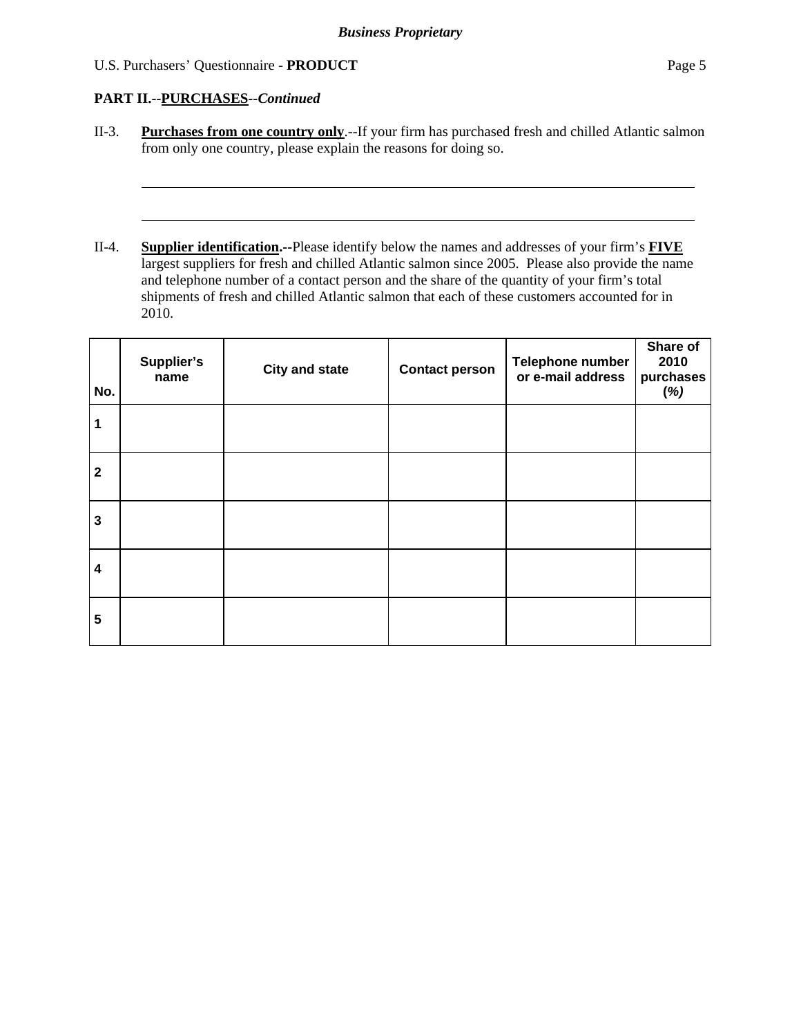**PART II.--PURCHASES--*Continued***

II-3. **Purchases from one country only**.--If your firm has purchased fresh and chilled Atlantic salmon from only one country, please explain the reasons for doing so.

______________________________________________________________________

______________________________________________________________________

II-4. **Supplier identification.**--Please identify below the names and addresses of your firm's **FIVE** largest suppliers for fresh and chilled Atlantic salmon since 2005. Please also provide the name and telephone number of a contact person and the share of the quantity of your firm's total shipments of fresh and chilled Atlantic salmon that each of these customers accounted for in 2010.

| No. | Supplier's name | City and state | Contact person | Telephone number or e-mail address | Share of 2010 purchases *(%)* |
|---|---|---|---|---|---|
| 1 | | | | | |
| 2 | | | | | |
| 3 | | | | | |
| 4 | | | | | |
| 5 | | | | | |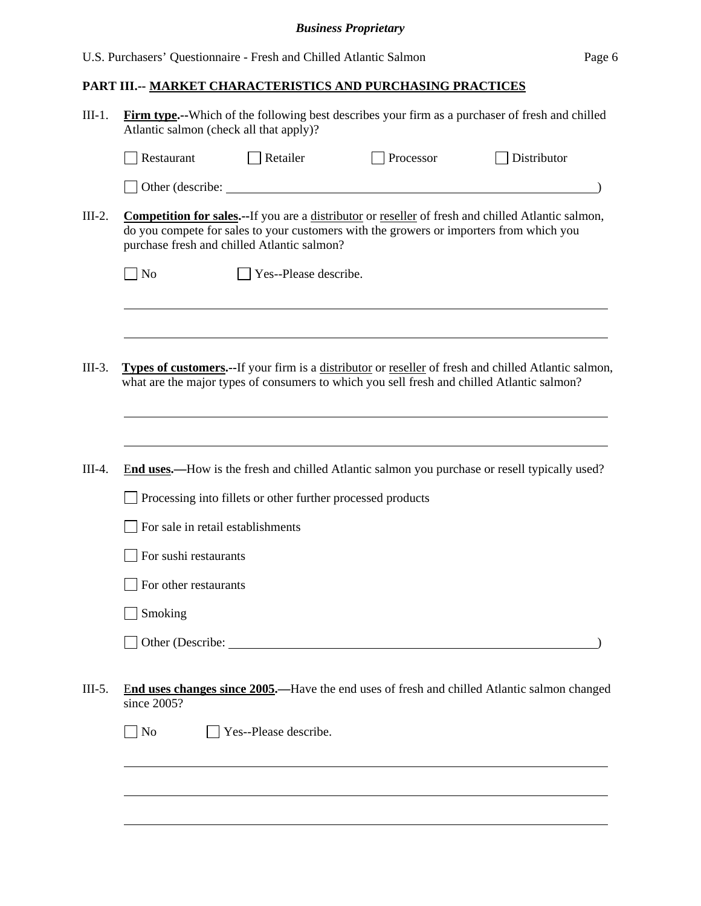## PART III.-- MARKET CHARACTERISTICS AND PURCHASING PRACTICES

III-1. **Firm type.**--Which of the following best describes your firm as a purchaser of fresh and chilled Atlantic salmon (check all that apply)?

☐ Restaurant ☐ Retailer ☐ Processor ☐ Distributor

☐ Other (describe: ______________________________________________)

III-2. **Competition for sales.**--If you are a distributor or reseller of fresh and chilled Atlantic salmon, do you compete for sales to your customers with the growers or importers from which you purchase fresh and chilled Atlantic salmon?

☐ No ☐ Yes--Please describe.

______________________________________________

______________________________________________

III-3. **Types of customers.**--If your firm is a distributor or reseller of fresh and chilled Atlantic salmon, what are the major types of consumers to which you sell fresh and chilled Atlantic salmon?

______________________________________________

______________________________________________

III-4. **End uses.**—How is the fresh and chilled Atlantic salmon you purchase or resell typically used?

☐ Processing into fillets or other further processed products

☐ For sale in retail establishments

☐ For sushi restaurants

☐ For other restaurants

☐ Smoking

☐ Other (Describe: ______________________________________________)

III-5. **End uses changes since 2005.**—Have the end uses of fresh and chilled Atlantic salmon changed since 2005?

☐ No ☐ Yes--Please describe.

______________________________________________

______________________________________________

______________________________________________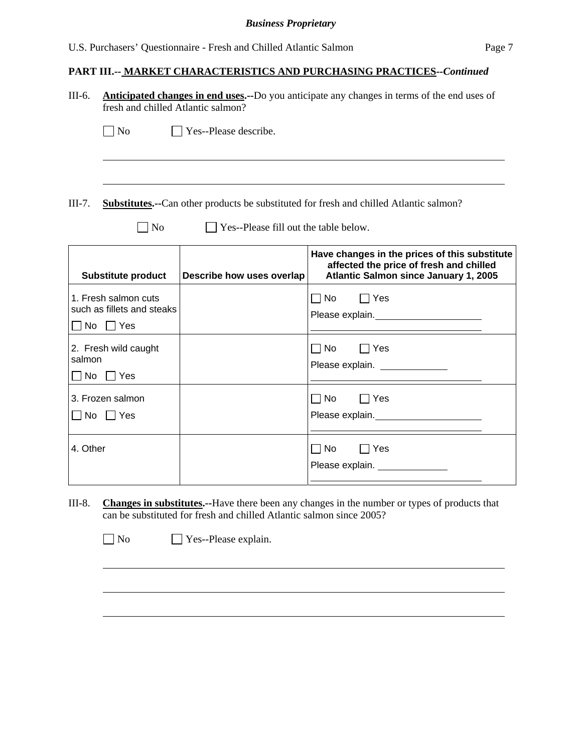*Business Proprietary*

U.S. Purchasers' Questionnaire - Fresh and Chilled Atlantic Salmon

**PART III.-- MARKET CHARACTERISTICS AND PURCHASING PRACTICES**--*Continued*

III-6. **Anticipated changes in end uses.**--Do you anticipate any changes in terms of the end uses of fresh and chilled Atlantic salmon?

☐ No ☐ Yes--Please describe.

\_\_\_\_\_\_\_\_\_\_\_\_\_\_\_\_\_\_\_\_\_\_\_\_\_\_\_\_\_\_\_\_\_\_\_\_\_\_\_\_\_\_\_\_\_\_\_\_\_\_\_\_\_\_\_\_\_\_\_\_\_\_\_\_\_\_\_\_\_\_

\_\_\_\_\_\_\_\_\_\_\_\_\_\_\_\_\_\_\_\_\_\_\_\_\_\_\_\_\_\_\_\_\_\_\_\_\_\_\_\_\_\_\_\_\_\_\_\_\_\_\_\_\_\_\_\_\_\_\_\_\_\_\_\_\_\_\_\_\_\_

III-7. **Substitutes.**--Can other products be substituted for fresh and chilled Atlantic salmon?

☐ No ☐ Yes--Please fill out the table below.

| Substitute product | Describe how uses overlap | Have changes in the prices of this substitute affected the price of fresh and chilled Atlantic Salmon since January 1, 2005 |
|---|---|---|
| 1. Fresh salmon cuts such as fillets and steaks<br>☐ No ☐ Yes | | ☐ No ☐ Yes<br>Please explain.\_\_\_\_\_\_\_\_\_\_\_\_\_\_\_\_\_\_\_\_ |
| 2. Fresh wild caught salmon<br>☐ No ☐ Yes | | ☐ No ☐ Yes<br>Please explain.\_\_\_\_\_\_\_\_\_\_\_\_\_\_\_\_\_\_\_\_ |
| 3. Frozen salmon<br>☐ No ☐ Yes | | ☐ No ☐ Yes<br>Please explain.\_\_\_\_\_\_\_\_\_\_\_\_\_\_\_\_\_\_\_\_ |
| 4. Other | | ☐ No ☐ Yes<br>Please explain.\_\_\_\_\_\_\_\_\_\_\_\_\_\_\_\_\_\_\_\_ |

III-8. **Changes in substitutes.**--Have there been any changes in the number or types of products that can be substituted for fresh and chilled Atlantic salmon since 2005?

☐ No ☐ Yes--Please explain.

\_\_\_\_\_\_\_\_\_\_\_\_\_\_\_\_\_\_\_\_\_\_\_\_\_\_\_\_\_\_\_\_\_\_\_\_\_\_\_\_\_\_\_\_\_\_\_\_\_\_\_\_\_\_\_\_\_\_\_\_\_\_\_\_\_\_\_\_\_\_

\_\_\_\_\_\_\_\_\_\_\_\_\_\_\_\_\_\_\_\_\_\_\_\_\_\_\_\_\_\_\_\_\_\_\_\_\_\_\_\_\_\_\_\_\_\_\_\_\_\_\_\_\_\_\_\_\_\_\_\_\_\_\_\_\_\_\_\_\_\_

\_\_\_\_\_\_\_\_\_\_\_\_\_\_\_\_\_\_\_\_\_\_\_\_\_\_\_\_\_\_\_\_\_\_\_\_\_\_\_\_\_\_\_\_\_\_\_\_\_\_\_\_\_\_\_\_\_\_\_\_\_\_\_\_\_\_\_\_\_\_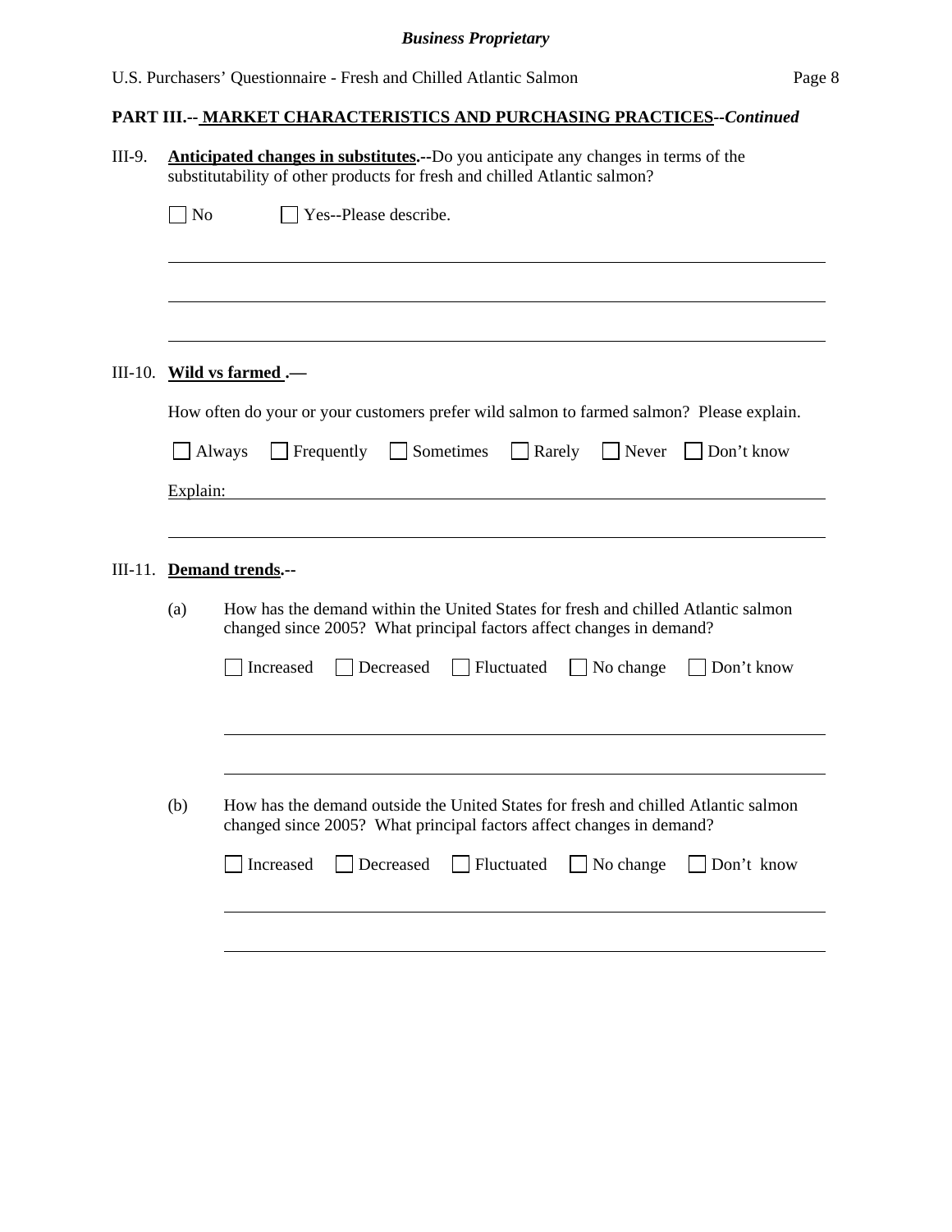## PART III.-- MARKET CHARACTERISTICS AND PURCHASING PRACTICES--*Continued*

III-9. **Anticipated changes in substitutes.**--Do you anticipate any changes in terms of the substitutability of other products for fresh and chilled Atlantic salmon?

☐ No ☐ Yes--Please describe.

\_\_\_\_\_\_\_\_\_\_\_\_\_\_\_\_\_\_\_\_\_\_\_\_\_\_\_\_\_\_\_\_\_\_\_\_\_\_\_\_\_\_\_\_\_\_\_\_\_\_\_\_\_\_\_\_\_\_\_\_\_\_\_\_\_\_\_\_\_\_

\_\_\_\_\_\_\_\_\_\_\_\_\_\_\_\_\_\_\_\_\_\_\_\_\_\_\_\_\_\_\_\_\_\_\_\_\_\_\_\_\_\_\_\_\_\_\_\_\_\_\_\_\_\_\_\_\_\_\_\_\_\_\_\_\_\_\_\_\_\_

\_\_\_\_\_\_\_\_\_\_\_\_\_\_\_\_\_\_\_\_\_\_\_\_\_\_\_\_\_\_\_\_\_\_\_\_\_\_\_\_\_\_\_\_\_\_\_\_\_\_\_\_\_\_\_\_\_\_\_\_\_\_\_\_\_\_\_\_\_\_

III-10. **Wild vs farmed .**—

How often do your or your customers prefer wild salmon to farmed salmon? Please explain.

☐ Always ☐ Frequently ☐ Sometimes ☐ Rarely ☐ Never ☐ Don't know

Explain: \_\_\_\_\_\_\_\_\_\_\_\_\_\_\_\_\_\_\_\_\_\_\_\_\_\_\_\_\_\_\_\_\_\_\_\_\_\_\_\_\_\_\_\_\_\_\_\_\_\_\_\_\_\_\_\_\_\_\_\_\_\_

\_\_\_\_\_\_\_\_\_\_\_\_\_\_\_\_\_\_\_\_\_\_\_\_\_\_\_\_\_\_\_\_\_\_\_\_\_\_\_\_\_\_\_\_\_\_\_\_\_\_\_\_\_\_\_\_\_\_\_\_\_\_\_\_\_\_\_\_\_\_

III-11. **Demand trends.**--

(a) How has the demand within the United States for fresh and chilled Atlantic salmon changed since 2005? What principal factors affect changes in demand?

☐ Increased ☐ Decreased ☐ Fluctuated ☐ No change ☐ Don't know

\_\_\_\_\_\_\_\_\_\_\_\_\_\_\_\_\_\_\_\_\_\_\_\_\_\_\_\_\_\_\_\_\_\_\_\_\_\_\_\_\_\_\_\_\_\_\_\_\_\_\_\_\_\_\_\_\_\_\_\_\_\_\_\_\_\_\_\_\_\_

\_\_\_\_\_\_\_\_\_\_\_\_\_\_\_\_\_\_\_\_\_\_\_\_\_\_\_\_\_\_\_\_\_\_\_\_\_\_\_\_\_\_\_\_\_\_\_\_\_\_\_\_\_\_\_\_\_\_\_\_\_\_\_\_\_\_\_\_\_\_

(b) How has the demand outside the United States for fresh and chilled Atlantic salmon changed since 2005? What principal factors affect changes in demand?

☐ Increased ☐ Decreased ☐ Fluctuated ☐ No change ☐ Don't know

\_\_\_\_\_\_\_\_\_\_\_\_\_\_\_\_\_\_\_\_\_\_\_\_\_\_\_\_\_\_\_\_\_\_\_\_\_\_\_\_\_\_\_\_\_\_\_\_\_\_\_\_\_\_\_\_\_\_\_\_\_\_\_\_\_\_\_\_\_\_

\_\_\_\_\_\_\_\_\_\_\_\_\_\_\_\_\_\_\_\_\_\_\_\_\_\_\_\_\_\_\_\_\_\_\_\_\_\_\_\_\_\_\_\_\_\_\_\_\_\_\_\_\_\_\_\_\_\_\_\_\_\_\_\_\_\_\_\_\_\_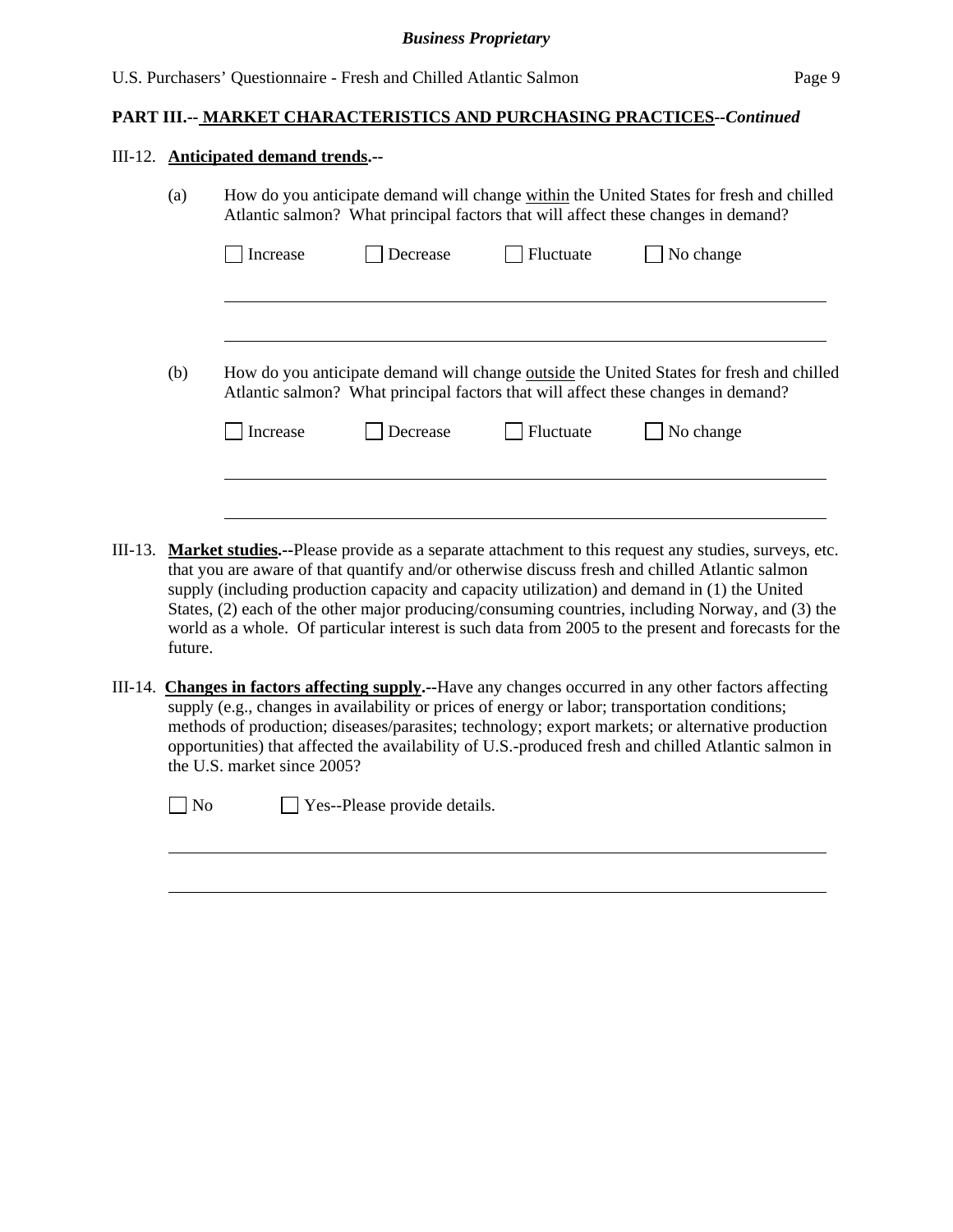**PART III.-- MARKET CHARACTERISTICS AND PURCHASING PRACTICES--*Continued***

III-12. **Anticipated demand trends.--**

(a) How do you anticipate demand will change within the United States for fresh and chilled Atlantic salmon? What principal factors that will affect these changes in demand?

☐ Increase ☐ Decrease ☐ Fluctuate ☐ No change

\_\_\_\_\_\_\_\_\_\_\_\_\_\_\_\_\_\_\_\_\_\_\_\_\_\_\_\_\_\_\_\_\_\_\_\_\_\_\_\_\_\_\_\_\_\_\_\_\_\_\_\_\_\_\_\_\_\_\_\_

\_\_\_\_\_\_\_\_\_\_\_\_\_\_\_\_\_\_\_\_\_\_\_\_\_\_\_\_\_\_\_\_\_\_\_\_\_\_\_\_\_\_\_\_\_\_\_\_\_\_\_\_\_\_\_\_\_\_\_\_

(b) How do you anticipate demand will change outside the United States for fresh and chilled Atlantic salmon? What principal factors that will affect these changes in demand?

☐ Increase ☐ Decrease ☐ Fluctuate ☐ No change

\_\_\_\_\_\_\_\_\_\_\_\_\_\_\_\_\_\_\_\_\_\_\_\_\_\_\_\_\_\_\_\_\_\_\_\_\_\_\_\_\_\_\_\_\_\_\_\_\_\_\_\_\_\_\_\_\_\_\_\_

\_\_\_\_\_\_\_\_\_\_\_\_\_\_\_\_\_\_\_\_\_\_\_\_\_\_\_\_\_\_\_\_\_\_\_\_\_\_\_\_\_\_\_\_\_\_\_\_\_\_\_\_\_\_\_\_\_\_\_\_

III-13. **Market studies.--**Please provide as a separate attachment to this request any studies, surveys, etc. that you are aware of that quantify and/or otherwise discuss fresh and chilled Atlantic salmon supply (including production capacity and capacity utilization) and demand in (1) the United States, (2) each of the other major producing/consuming countries, including Norway, and (3) the world as a whole. Of particular interest is such data from 2005 to the present and forecasts for the future.

III-14. **Changes in factors affecting supply.--**Have any changes occurred in any other factors affecting supply (e.g., changes in availability or prices of energy or labor; transportation conditions; methods of production; diseases/parasites; technology; export markets; or alternative production opportunities) that affected the availability of U.S.-produced fresh and chilled Atlantic salmon in the U.S. market since 2005?

☐ No ☐ Yes--Please provide details.

\_\_\_\_\_\_\_\_\_\_\_\_\_\_\_\_\_\_\_\_\_\_\_\_\_\_\_\_\_\_\_\_\_\_\_\_\_\_\_\_\_\_\_\_\_\_\_\_\_\_\_\_\_\_\_\_\_\_\_\_

\_\_\_\_\_\_\_\_\_\_\_\_\_\_\_\_\_\_\_\_\_\_\_\_\_\_\_\_\_\_\_\_\_\_\_\_\_\_\_\_\_\_\_\_\_\_\_\_\_\_\_\_\_\_\_\_\_\_\_\_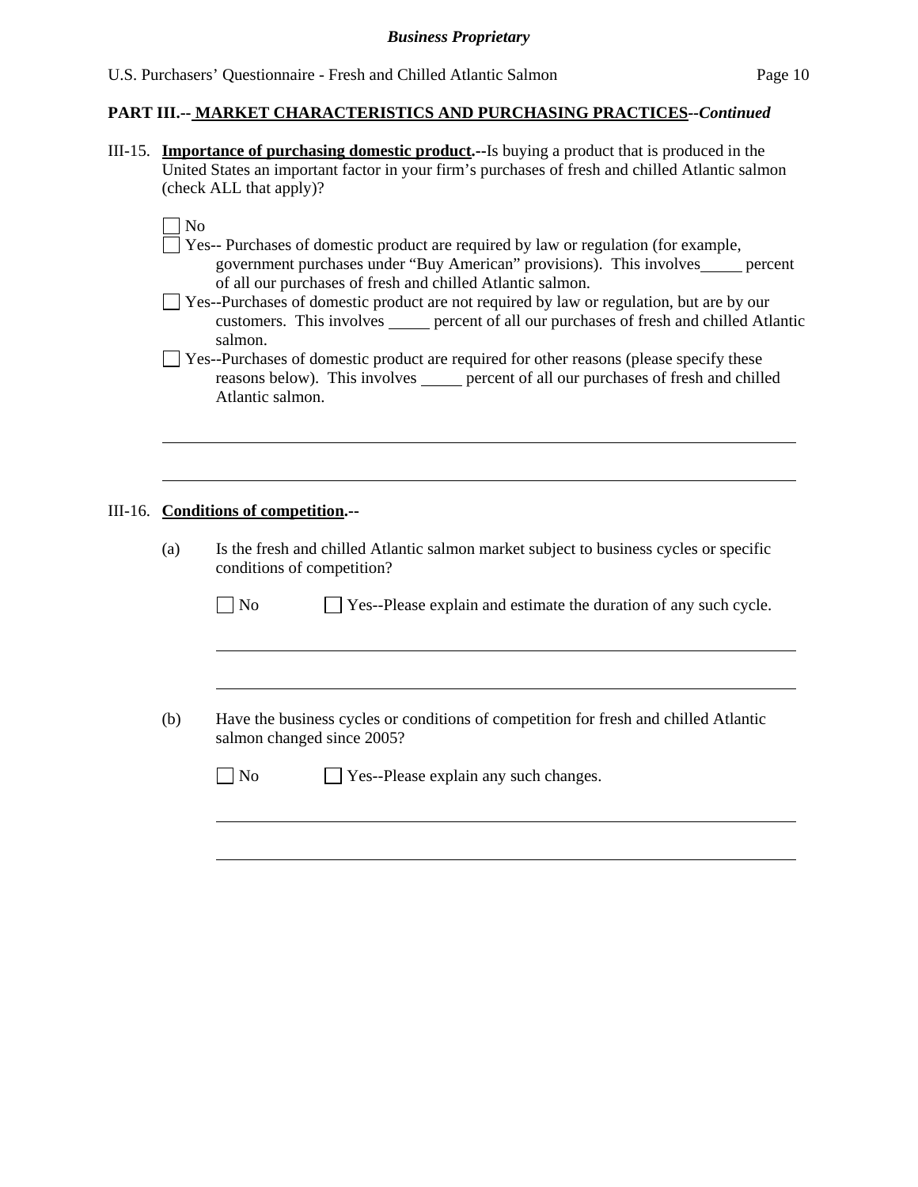**PART III.-- MARKET CHARACTERISTICS AND PURCHASING PRACTICES--*Continued***

III-15. **Importance of purchasing domestic product.**--Is buying a product that is produced in the United States an important factor in your firm's purchases of fresh and chilled Atlantic salmon (check ALL that apply)?

☐ No

☐ Yes-- Purchases of domestic product are required by law or regulation (for example, government purchases under "Buy American" provisions). This involves_____ percent of all our purchases of fresh and chilled Atlantic salmon.

☐ Yes--Purchases of domestic product are not required by law or regulation, but are by our customers. This involves _____ percent of all our purchases of fresh and chilled Atlantic salmon.

☐ Yes--Purchases of domestic product are required for other reasons (please specify these reasons below). This involves _____ percent of all our purchases of fresh and chilled Atlantic salmon.

_______________________________________________________________________________

_______________________________________________________________________________

III-16. **Conditions of competition.**--

(a) Is the fresh and chilled Atlantic salmon market subject to business cycles or specific conditions of competition?

☐ No ☐ Yes--Please explain and estimate the duration of any such cycle.

_______________________________________________________________________________

_______________________________________________________________________________

(b) Have the business cycles or conditions of competition for fresh and chilled Atlantic salmon changed since 2005?

☐ No ☐ Yes--Please explain any such changes.

_______________________________________________________________________________

_______________________________________________________________________________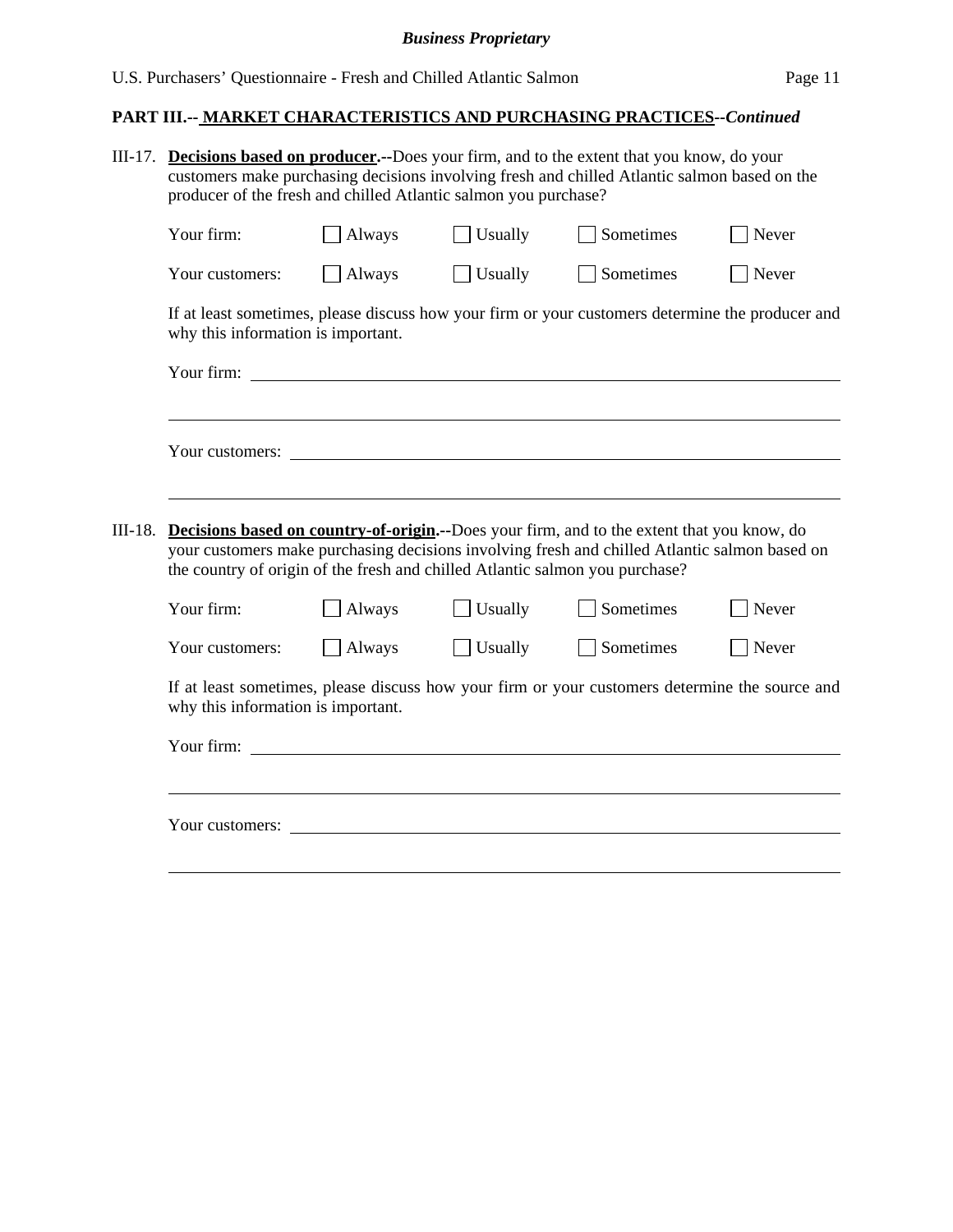**PART III.-- MARKET CHARACTERISTICS AND PURCHASING PRACTICES--*Continued***

III-17. **Decisions based on producer.--**Does your firm, and to the extent that you know, do your customers make purchasing decisions involving fresh and chilled Atlantic salmon based on the producer of the fresh and chilled Atlantic salmon you purchase?

Your firm: ☐ Always ☐ Usually ☐ Sometimes ☐ Never

Your customers: ☐ Always ☐ Usually ☐ Sometimes ☐ Never

If at least sometimes, please discuss how your firm or your customers determine the producer and why this information is important.

Your firm: ______________________________________________________________

______________________________________________________________________

Your customers: __________________________________________________________

______________________________________________________________________

III-18. **Decisions based on country-of-origin.--**Does your firm, and to the extent that you know, do your customers make purchasing decisions involving fresh and chilled Atlantic salmon based on the country of origin of the fresh and chilled Atlantic salmon you purchase?

Your firm: ☐ Always ☐ Usually ☐ Sometimes ☐ Never

Your customers: ☐ Always ☐ Usually ☐ Sometimes ☐ Never

If at least sometimes, please discuss how your firm or your customers determine the source and why this information is important.

Your firm: ______________________________________________________________

______________________________________________________________________

Your customers: __________________________________________________________

______________________________________________________________________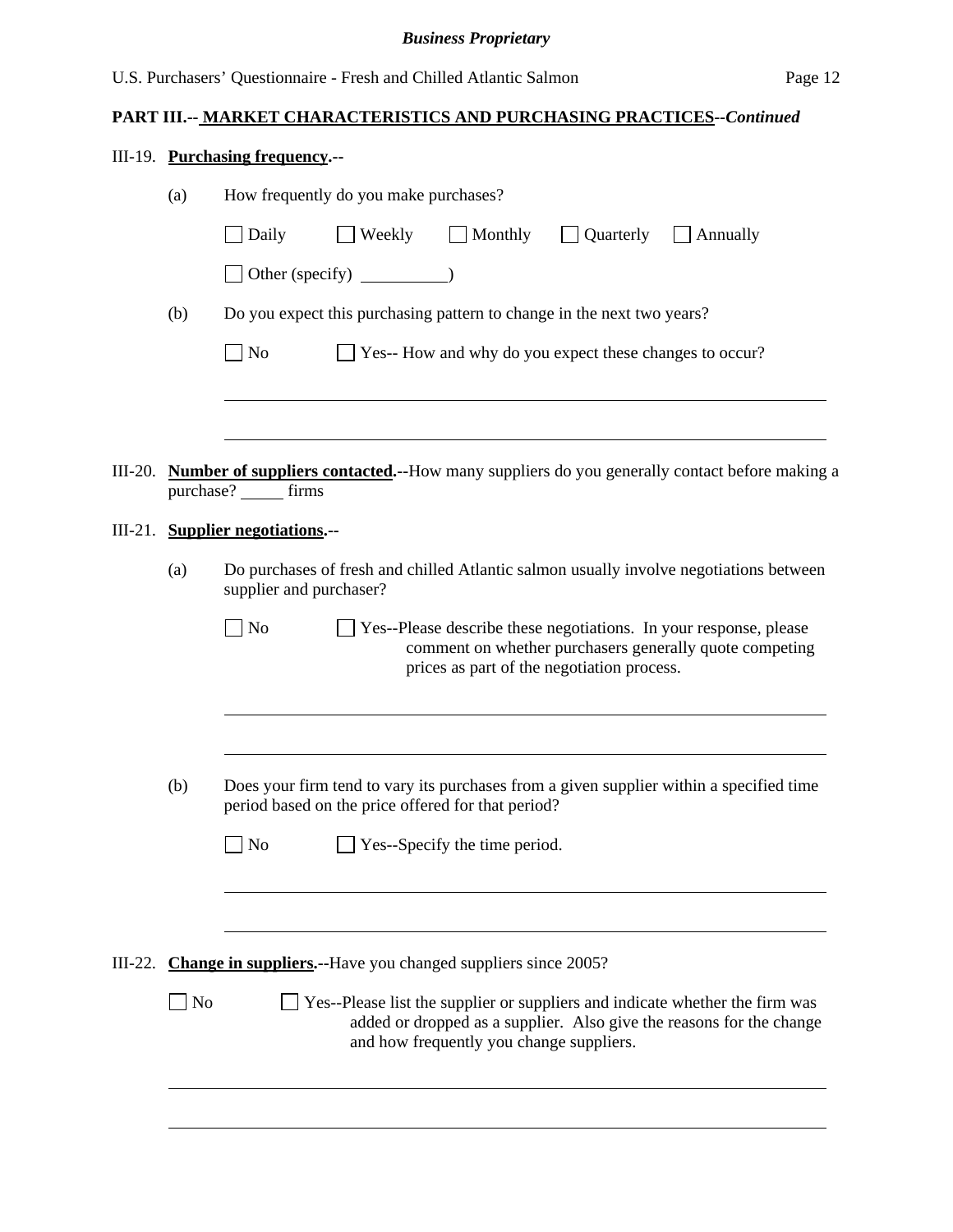**PART III.-- MARKET CHARACTERISTICS AND PURCHASING PRACTICES--*Continued***

III-19. **Purchasing frequency.--**

(a) How frequently do you make purchases?

☐ Daily ☐ Weekly ☐ Monthly ☐ Quarterly ☐ Annually

☐ Other (specify) __________)

(b) Do you expect this purchasing pattern to change in the next two years?

☐ No ☐ Yes-- How and why do you expect these changes to occur?

______________________________________________________________________

______________________________________________________________________

III-20. **Number of suppliers contacted.--**How many suppliers do you generally contact before making a purchase? _____ firms

III-21. **Supplier negotiations.--**

(a) Do purchases of fresh and chilled Atlantic salmon usually involve negotiations between supplier and purchaser?

☐ No ☐ Yes--Please describe these negotiations. In your response, please comment on whether purchasers generally quote competing prices as part of the negotiation process.

______________________________________________________________________

______________________________________________________________________

(b) Does your firm tend to vary its purchases from a given supplier within a specified time period based on the price offered for that period?

☐ No ☐ Yes--Specify the time period.

______________________________________________________________________

______________________________________________________________________

III-22. **Change in suppliers.--**Have you changed suppliers since 2005?

☐ No ☐ Yes--Please list the supplier or suppliers and indicate whether the firm was added or dropped as a supplier. Also give the reasons for the change and how frequently you change suppliers.

______________________________________________________________________

______________________________________________________________________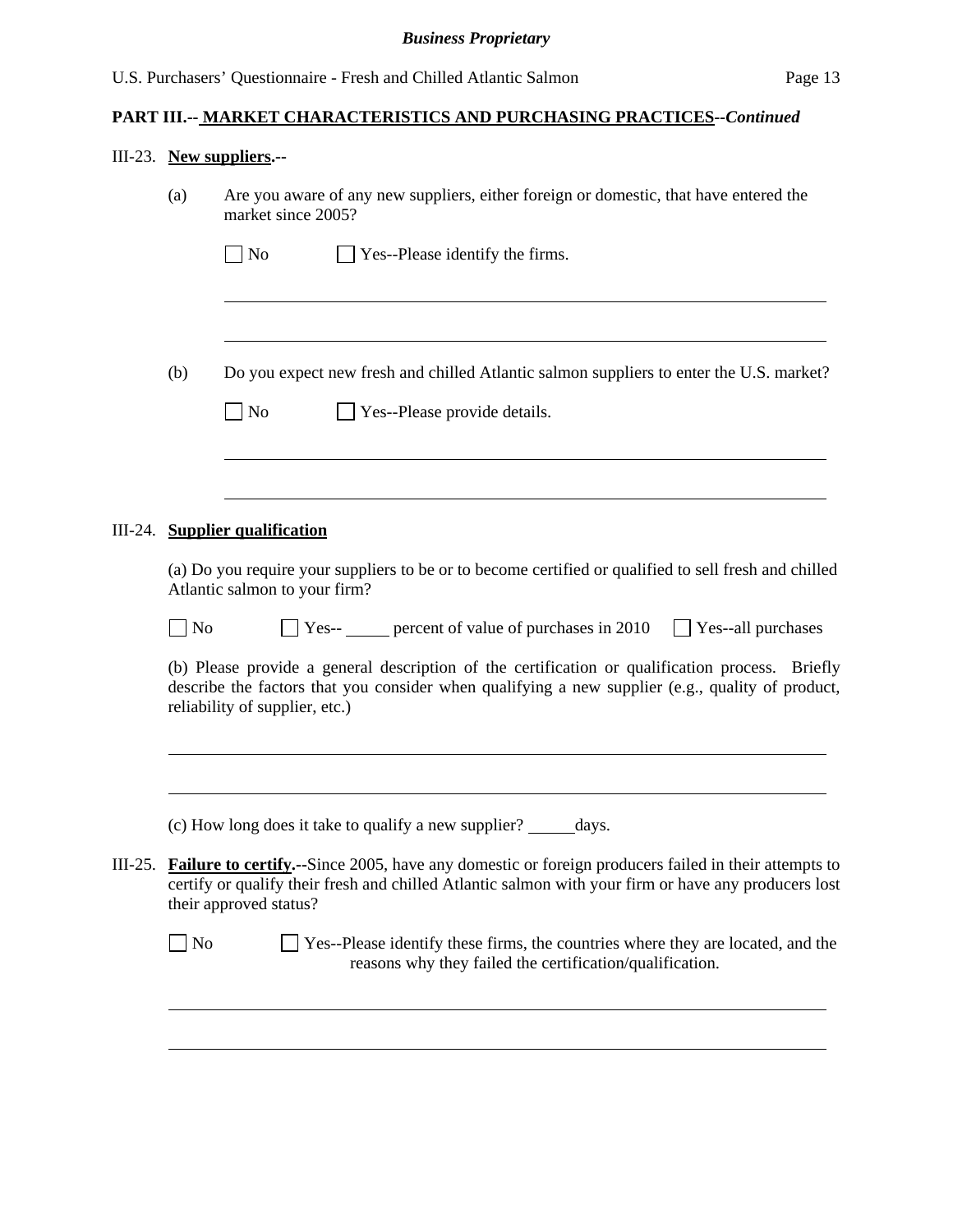**PART III.-- MARKET CHARACTERISTICS AND PURCHASING PRACTICES--*Continued***

III-23. **New suppliers.--**

(a) Are you aware of any new suppliers, either foreign or domestic, that have entered the market since 2005?

☐ No ☐ Yes--Please identify the firms.

\_\_\_\_\_\_\_\_\_\_\_\_\_\_\_\_\_\_\_\_\_\_\_\_\_\_\_\_\_\_\_\_\_\_\_\_\_\_\_\_\_\_\_\_\_\_\_\_\_\_\_\_\_\_\_\_

\_\_\_\_\_\_\_\_\_\_\_\_\_\_\_\_\_\_\_\_\_\_\_\_\_\_\_\_\_\_\_\_\_\_\_\_\_\_\_\_\_\_\_\_\_\_\_\_\_\_\_\_\_\_\_\_

(b) Do you expect new fresh and chilled Atlantic salmon suppliers to enter the U.S. market?

☐ No ☐ Yes--Please provide details.

\_\_\_\_\_\_\_\_\_\_\_\_\_\_\_\_\_\_\_\_\_\_\_\_\_\_\_\_\_\_\_\_\_\_\_\_\_\_\_\_\_\_\_\_\_\_\_\_\_\_\_\_\_\_\_\_

\_\_\_\_\_\_\_\_\_\_\_\_\_\_\_\_\_\_\_\_\_\_\_\_\_\_\_\_\_\_\_\_\_\_\_\_\_\_\_\_\_\_\_\_\_\_\_\_\_\_\_\_\_\_\_\_

III-24. **Supplier qualification**

(a) Do you require your suppliers to be or to become certified or qualified to sell fresh and chilled Atlantic salmon to your firm?

☐ No ☐ Yes-- \_\_\_\_\_ percent of value of purchases in 2010 ☐ Yes--all purchases

(b) Please provide a general description of the certification or qualification process. Briefly describe the factors that you consider when qualifying a new supplier (e.g., quality of product, reliability of supplier, etc.)

\_\_\_\_\_\_\_\_\_\_\_\_\_\_\_\_\_\_\_\_\_\_\_\_\_\_\_\_\_\_\_\_\_\_\_\_\_\_\_\_\_\_\_\_\_\_\_\_\_\_\_\_\_\_\_\_

\_\_\_\_\_\_\_\_\_\_\_\_\_\_\_\_\_\_\_\_\_\_\_\_\_\_\_\_\_\_\_\_\_\_\_\_\_\_\_\_\_\_\_\_\_\_\_\_\_\_\_\_\_\_\_\_

(c) How long does it take to qualify a new supplier? \_\_\_\_\_ days.

III-25. **Failure to certify.--**Since 2005, have any domestic or foreign producers failed in their attempts to certify or qualify their fresh and chilled Atlantic salmon with your firm or have any producers lost their approved status?

☐ No ☐ Yes--Please identify these firms, the countries where they are located, and the reasons why they failed the certification/qualification.

\_\_\_\_\_\_\_\_\_\_\_\_\_\_\_\_\_\_\_\_\_\_\_\_\_\_\_\_\_\_\_\_\_\_\_\_\_\_\_\_\_\_\_\_\_\_\_\_\_\_\_\_\_\_\_\_

\_\_\_\_\_\_\_\_\_\_\_\_\_\_\_\_\_\_\_\_\_\_\_\_\_\_\_\_\_\_\_\_\_\_\_\_\_\_\_\_\_\_\_\_\_\_\_\_\_\_\_\_\_\_\_\_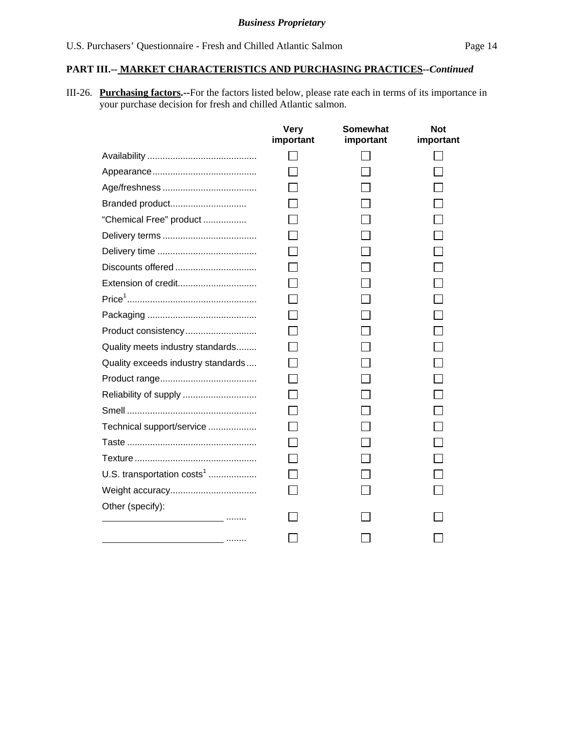**PART III.-- MARKET CHARACTERISTICS AND PURCHASING PRACTICES**--*Continued*

III-26. **Purchasing factors.**--For the factors listed below, please rate each in terms of its importance in your purchase decision for fresh and chilled Atlantic salmon.

| | Very important | Somewhat important | Not important |
|---|---|---|---|
| Availability | ☐ | ☐ | ☐ |
| Appearance | ☐ | ☐ | ☐ |
| Age/freshness | ☐ | ☐ | ☐ |
| Branded product | ☐ | ☐ | ☐ |
| "Chemical Free" product | ☐ | ☐ | ☐ |
| Delivery terms | ☐ | ☐ | ☐ |
| Delivery time | ☐ | ☐ | ☐ |
| Discounts offered | ☐ | ☐ | ☐ |
| Extension of credit | ☐ | ☐ | ☐ |
| Price[1] | ☐ | ☐ | ☐ |
| Packaging | ☐ | ☐ | ☐ |
| Product consistency | ☐ | ☐ | ☐ |
| Quality meets industry standards | ☐ | ☐ | ☐ |
| Quality exceeds industry standards | ☐ | ☐ | ☐ |
| Product range | ☐ | ☐ | ☐ |
| Reliability of supply | ☐ | ☐ | ☐ |
| Smell | ☐ | ☐ | ☐ |
| Technical support/service | ☐ | ☐ | ☐ |
| Taste | ☐ | ☐ | ☐ |
| Texture | ☐ | ☐ | ☐ |
| U.S. transportation costs[1] | ☐ | ☐ | ☐ |
| Weight accuracy | ☐ | ☐ | ☐ |
| Other (specify): ________________ | ☐ | ☐ | ☐ |
| ________________ | ☐ | ☐ | ☐ |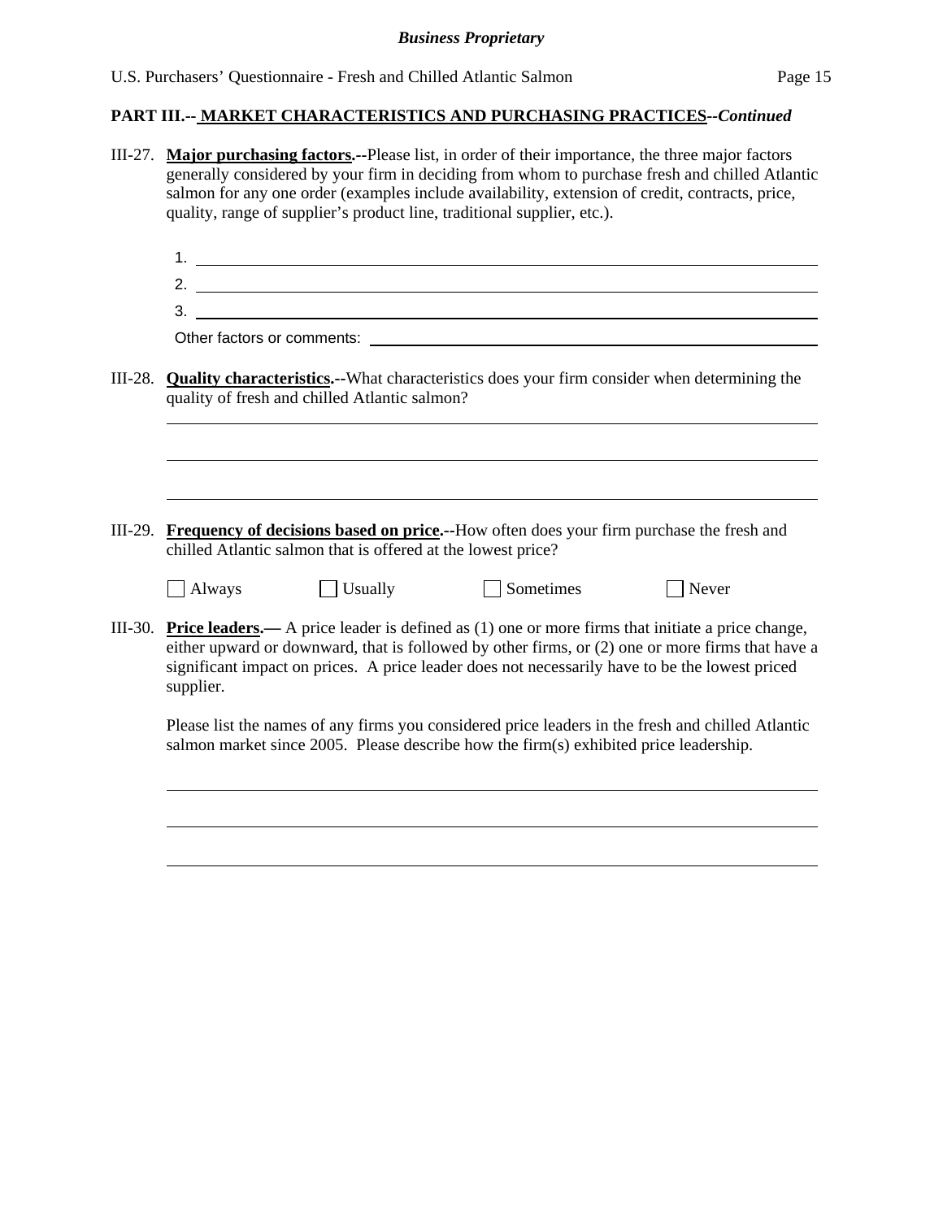**PART III.-- MARKET CHARACTERISTICS AND PURCHASING PRACTICES**--*Continued*

III-27. **Major purchasing factors.**--Please list, in order of their importance, the three major factors generally considered by your firm in deciding from whom to purchase fresh and chilled Atlantic salmon for any one order (examples include availability, extension of credit, contracts, price, quality, range of supplier's product line, traditional supplier, etc.).

1. ______________________________
2. ______________________________
3. ______________________________

Other factors or comments: ______________________________

III-28. **Quality characteristics.**--What characteristics does your firm consider when determining the quality of fresh and chilled Atlantic salmon?

______________________________

______________________________

______________________________

III-29. **Frequency of decisions based on price.**--How often does your firm purchase the fresh and chilled Atlantic salmon that is offered at the lowest price?

☐ Always ☐ Usually ☐ Sometimes ☐ Never

III-30. **Price leaders.—** A price leader is defined as (1) one or more firms that initiate a price change, either upward or downward, that is followed by other firms, or (2) one or more firms that have a significant impact on prices. A price leader does not necessarily have to be the lowest priced supplier.

Please list the names of any firms you considered price leaders in the fresh and chilled Atlantic salmon market since 2005. Please describe how the firm(s) exhibited price leadership.

______________________________

______________________________

______________________________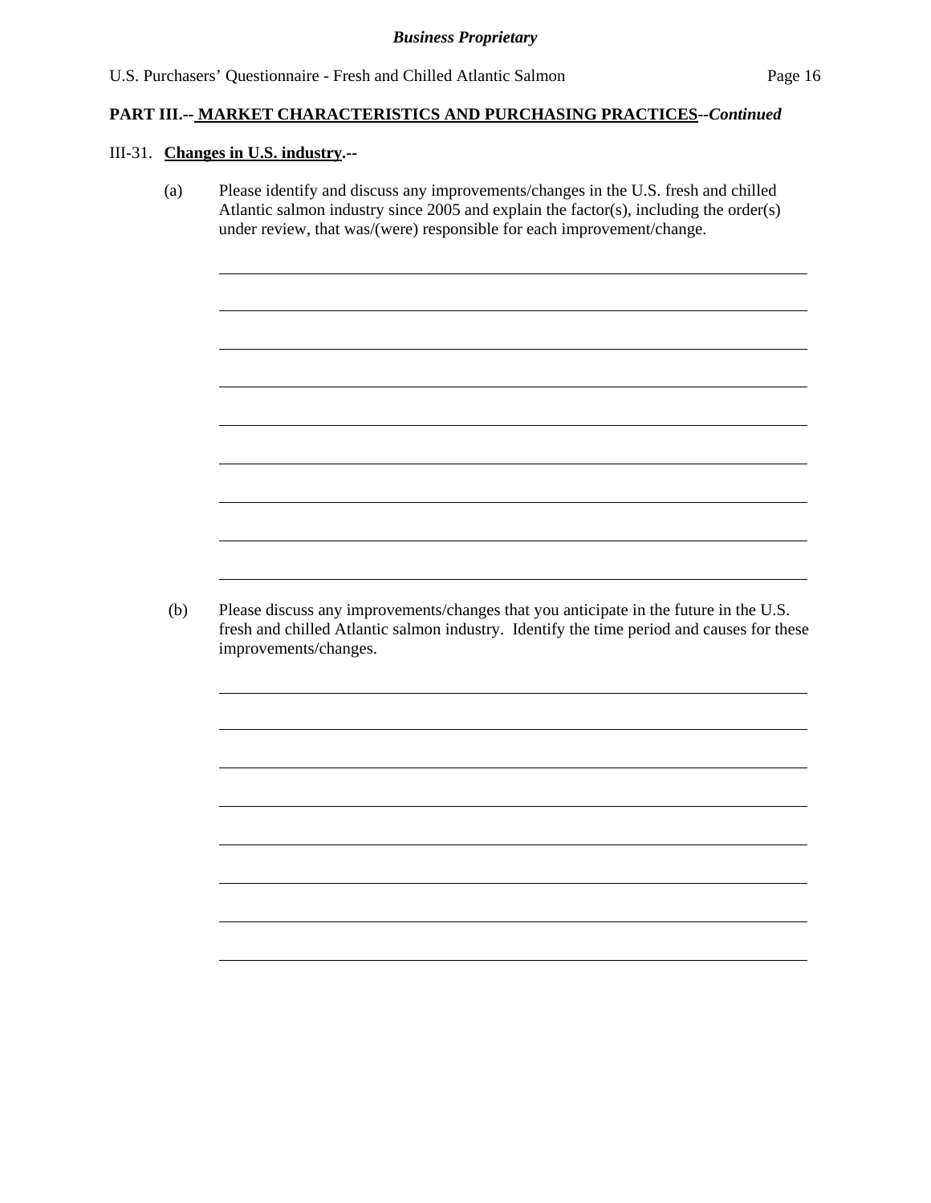**PART III.-- MARKET CHARACTERISTICS AND PURCHASING PRACTICES--*Continued***

III-31. **Changes in U.S. industry.--**

(a) Please identify and discuss any improvements/changes in the U.S. fresh and chilled Atlantic salmon industry since 2005 and explain the factor(s), including the order(s) under review, that was/(were) responsible for each improvement/change.

(b) Please discuss any improvements/changes that you anticipate in the future in the U.S. fresh and chilled Atlantic salmon industry. Identify the time period and causes for these improvements/changes.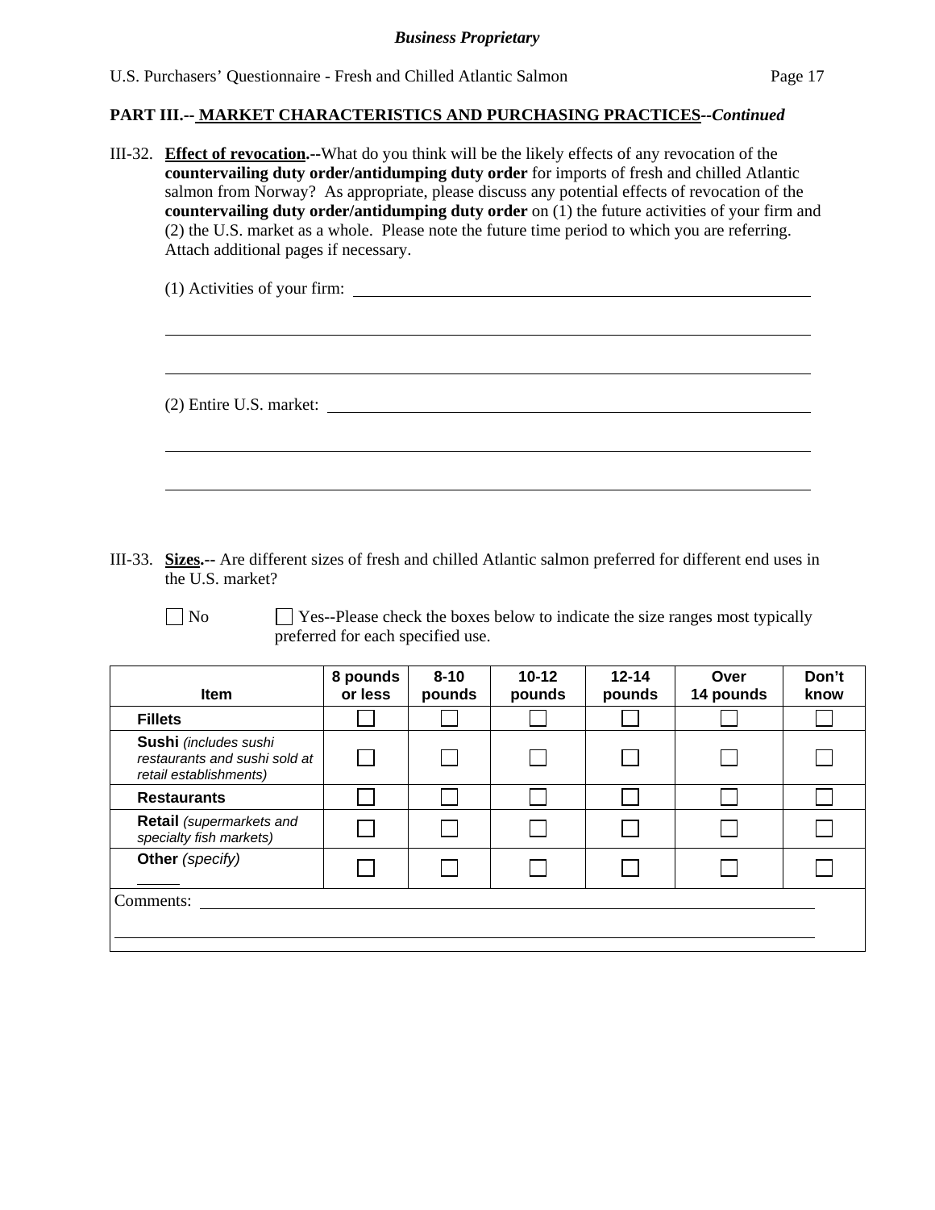**PART III.-- MARKET CHARACTERISTICS AND PURCHASING PRACTICES--*Continued***

III-32. **Effect of revocation.--**What do you think will be the likely effects of any revocation of the **countervailing duty order/antidumping duty order** for imports of fresh and chilled Atlantic salmon from Norway? As appropriate, please discuss any potential effects of revocation of the **countervailing duty order/antidumping duty order** on (1) the future activities of your firm and (2) the U.S. market as a whole. Please note the future time period to which you are referring. Attach additional pages if necessary.

(1) Activities of your firm: ______________________________________________

__________________________________________________________________

__________________________________________________________________

(2) Entire U.S. market: ______________________________________________

__________________________________________________________________

__________________________________________________________________

III-33. **Sizes.--** Are different sizes of fresh and chilled Atlantic salmon preferred for different end uses in the U.S. market?

☐ No ☐ Yes--Please check the boxes below to indicate the size ranges most typically preferred for each specified use.

| Item | 8 pounds or less | 8-10 pounds | 10-12 pounds | 12-14 pounds | Over 14 pounds | Don't know |
|---|---|---|---|---|---|---|
| **Fillets** | ☐ | ☐ | ☐ | ☐ | ☐ | ☐ |
| **Sushi** *(includes sushi restaurants and sushi sold at retail establishments)* | ☐ | ☐ | ☐ | ☐ | ☐ | ☐ |
| **Restaurants** | ☐ | ☐ | ☐ | ☐ | ☐ | ☐ |
| **Retail** *(supermarkets and specialty fish markets)* | ☐ | ☐ | ☐ | ☐ | ☐ | ☐ |
| **Other** *(specify)* ______ | ☐ | ☐ | ☐ | ☐ | ☐ | ☐ |

Comments: ______________________________________________

__________________________________________________________________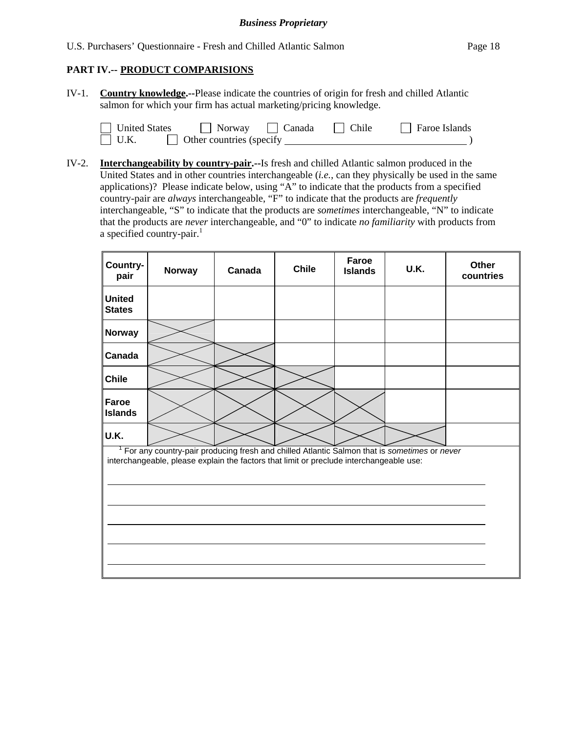**PART IV.-- PRODUCT COMPARISIONS**

IV-1. **Country knowledge.**--Please indicate the countries of origin for fresh and chilled Atlantic salmon for which your firm has actual marketing/pricing knowledge.

☐ United States ☐ Norway ☐ Canada ☐ Chile ☐ Faroe Islands
☐ U.K. ☐ Other countries (specify ___________________________________ )

IV-2. **Interchangeability by country-pair.**--Is fresh and chilled Atlantic salmon produced in the United States and in other countries interchangeable (*i.e.*, can they physically be used in the same applications)? Please indicate below, using "A" to indicate that the products from a specified country-pair are *always* interchangeable, "F" to indicate that the products are *frequently* interchangeable, "S" to indicate that the products are *sometimes* interchangeable, "N" to indicate that the products are *never* interchangeable, and "0" to indicate *no familiarity* with products from a specified country-pair.[1]

| Country-pair | Norway | Canada | Chile | Faroe Islands | U.K. | Other countries |
|---|---|---|---|---|---|---|
| United States | | | | | | |
| Norway | X | | | | | |
| Canada | X | X | | | | |
| Chile | X | X | X | | | |
| Faroe Islands | X | X | X | X | | |
| U.K. | X | X | X | X | X | |

[1] For any country-pair producing fresh and chilled Atlantic Salmon that is *sometimes* or *never* interchangeable, please explain the factors that limit or preclude interchangeable use:

______________________________________________________________________

______________________________________________________________________

______________________________________________________________________

______________________________________________________________________

______________________________________________________________________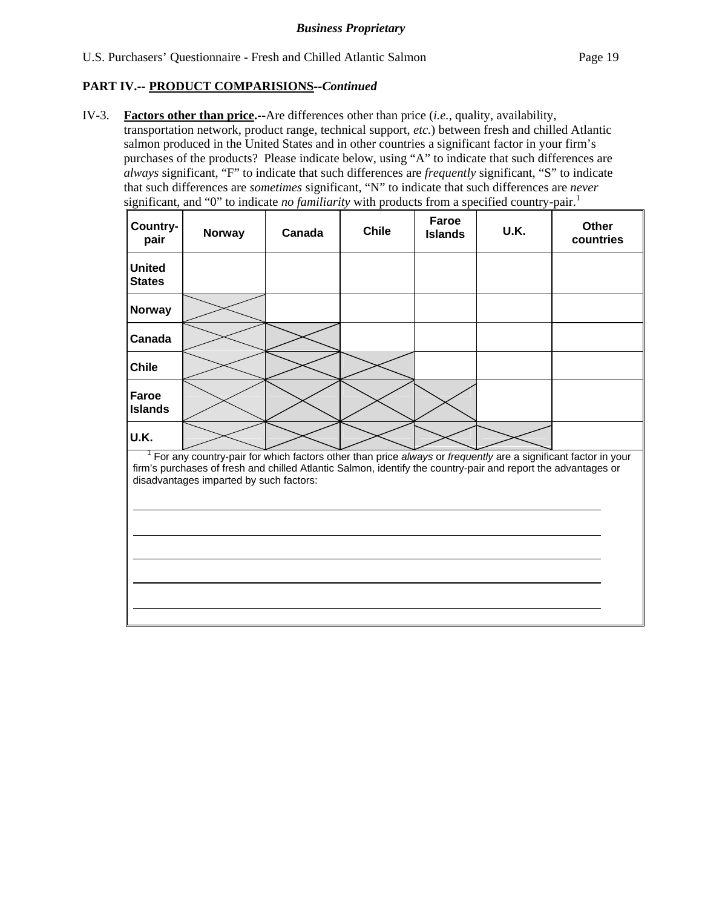**Business Proprietary**

U.S. Purchasers' Questionnaire - Fresh and Chilled Atlantic Salmon

## PART IV.-- PRODUCT COMPARISIONS--*Continued*

IV-3. **Factors other than price.--**Are differences other than price (*i.e.*, quality, availability, transportation network, product range, technical support, *etc.*) between fresh and chilled Atlantic salmon produced in the United States and in other countries a significant factor in your firm's purchases of the products? Please indicate below, using "A" to indicate that such differences are *always* significant, "F" to indicate that such differences are *frequently* significant, "S" to indicate that such differences are *sometimes* significant, "N" to indicate that such differences are *never* significant, and "0" to indicate *no familiarity* with products from a specified country-pair.[1]

| Country-pair | Norway | Canada | Chile | Faroe Islands | U.K. | Other countries |
|---|---|---|---|---|---|---|
| United States | | | | | | |
| Norway | X | | | | | |
| Canada | X | X | | | | |
| Chile | X | X | X | | | |
| Faroe Islands | X | X | X | X | | |
| U.K. | X | X | X | X | X | |

[1] For any country-pair for which factors other than price *always* or *frequently* are a significant factor in your firm's purchases of fresh and chilled Atlantic Salmon, identify the country-pair and report the advantages or disadvantages imparted by such factors:

______________________________________________________________________

______________________________________________________________________

______________________________________________________________________

______________________________________________________________________

______________________________________________________________________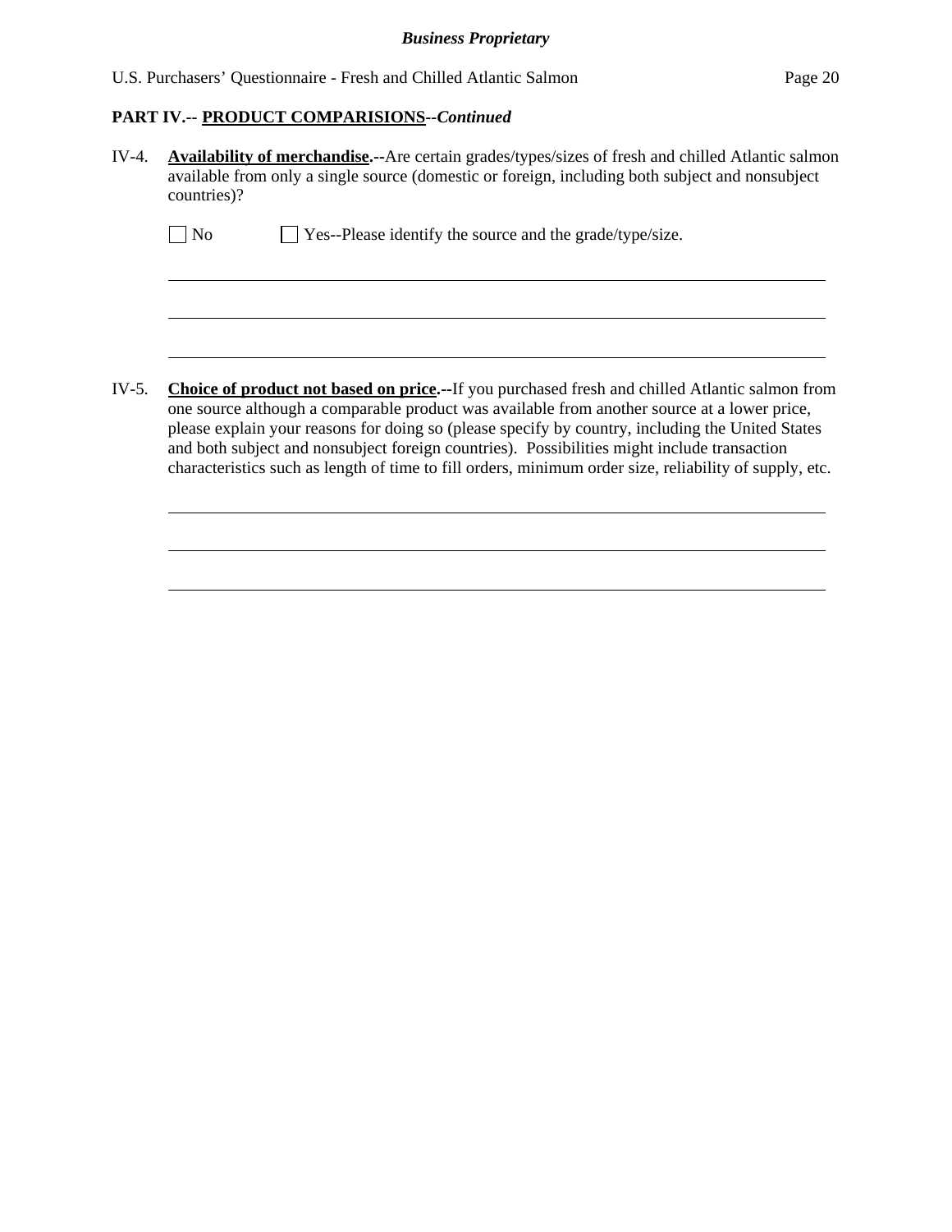## PART IV.-- PRODUCT COMPARISIONS--*Continued*

IV-4. **Availability of merchandise.--**Are certain grades/types/sizes of fresh and chilled Atlantic salmon available from only a single source (domestic or foreign, including both subject and nonsubject countries)?

☐ No ☐ Yes--Please identify the source and the grade/type/size.

\_\_\_\_\_\_\_\_\_\_\_\_\_\_\_\_\_\_\_\_\_\_\_\_\_\_\_\_\_\_\_\_\_\_\_\_\_\_\_\_\_\_\_\_\_\_\_\_\_\_\_\_\_\_\_\_\_\_\_\_\_\_\_\_\_\_\_\_\_\_\_\_

\_\_\_\_\_\_\_\_\_\_\_\_\_\_\_\_\_\_\_\_\_\_\_\_\_\_\_\_\_\_\_\_\_\_\_\_\_\_\_\_\_\_\_\_\_\_\_\_\_\_\_\_\_\_\_\_\_\_\_\_\_\_\_\_\_\_\_\_\_\_\_\_

\_\_\_\_\_\_\_\_\_\_\_\_\_\_\_\_\_\_\_\_\_\_\_\_\_\_\_\_\_\_\_\_\_\_\_\_\_\_\_\_\_\_\_\_\_\_\_\_\_\_\_\_\_\_\_\_\_\_\_\_\_\_\_\_\_\_\_\_\_\_\_\_

IV-5. **Choice of product not based on price.--**If you purchased fresh and chilled Atlantic salmon from one source although a comparable product was available from another source at a lower price, please explain your reasons for doing so (please specify by country, including the United States and both subject and nonsubject foreign countries). Possibilities might include transaction characteristics such as length of time to fill orders, minimum order size, reliability of supply, etc.

\_\_\_\_\_\_\_\_\_\_\_\_\_\_\_\_\_\_\_\_\_\_\_\_\_\_\_\_\_\_\_\_\_\_\_\_\_\_\_\_\_\_\_\_\_\_\_\_\_\_\_\_\_\_\_\_\_\_\_\_\_\_\_\_\_\_\_\_\_\_\_\_

\_\_\_\_\_\_\_\_\_\_\_\_\_\_\_\_\_\_\_\_\_\_\_\_\_\_\_\_\_\_\_\_\_\_\_\_\_\_\_\_\_\_\_\_\_\_\_\_\_\_\_\_\_\_\_\_\_\_\_\_\_\_\_\_\_\_\_\_\_\_\_\_

\_\_\_\_\_\_\_\_\_\_\_\_\_\_\_\_\_\_\_\_\_\_\_\_\_\_\_\_\_\_\_\_\_\_\_\_\_\_\_\_\_\_\_\_\_\_\_\_\_\_\_\_\_\_\_\_\_\_\_\_\_\_\_\_\_\_\_\_\_\_\_\_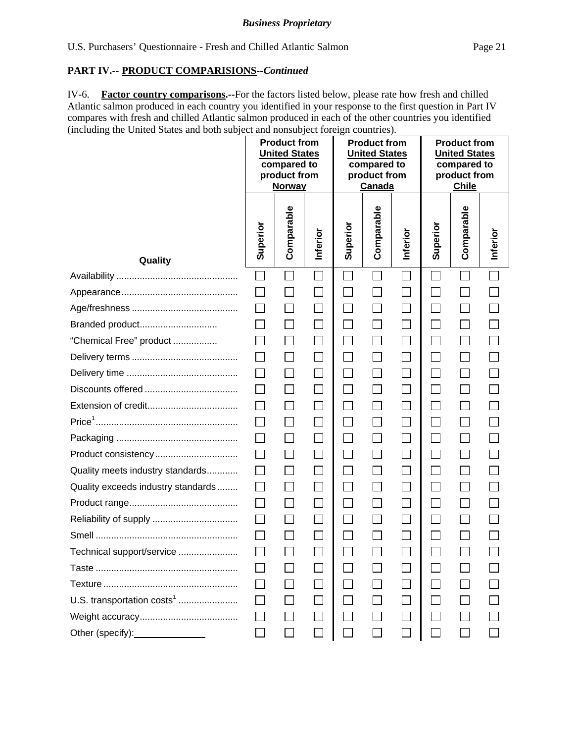**PART IV.-- PRODUCT COMPARISIONS--*Continued***

IV-6. **Factor country comparisons.--**For the factors listed below, please rate how fresh and chilled Atlantic salmon produced in each country you identified in your response to the first question in Part IV compares with fresh and chilled Atlantic salmon produced in each of the other countries you identified (including the United States and both subject and nonsubject foreign countries).

| | **Product from United States compared to product from Norway** | | | **Product from United States compared to product from Canada** | | | **Product from United States compared to product from Chile** | | |
|---|---|---|---|---|---|---|---|---|---|
| **Quality** | **Superior** | **Comparable** | **Inferior** | **Superior** | **Comparable** | **Inferior** | **Superior** | **Comparable** | **Inferior** |
| Availability | ☐ | ☐ | ☐ | ☐ | ☐ | ☐ | ☐ | ☐ | ☐ |
| Appearance | ☐ | ☐ | ☐ | ☐ | ☐ | ☐ | ☐ | ☐ | ☐ |
| Age/freshness | ☐ | ☐ | ☐ | ☐ | ☐ | ☐ | ☐ | ☐ | ☐ |
| Branded product | ☐ | ☐ | ☐ | ☐ | ☐ | ☐ | ☐ | ☐ | ☐ |
| "Chemical Free" product | ☐ | ☐ | ☐ | ☐ | ☐ | ☐ | ☐ | ☐ | ☐ |
| Delivery terms | ☐ | ☐ | ☐ | ☐ | ☐ | ☐ | ☐ | ☐ | ☐ |
| Delivery time | ☐ | ☐ | ☐ | ☐ | ☐ | ☐ | ☐ | ☐ | ☐ |
| Discounts offered | ☐ | ☐ | ☐ | ☐ | ☐ | ☐ | ☐ | ☐ | ☐ |
| Extension of credit | ☐ | ☐ | ☐ | ☐ | ☐ | ☐ | ☐ | ☐ | ☐ |
| Price[1] | ☐ | ☐ | ☐ | ☐ | ☐ | ☐ | ☐ | ☐ | ☐ |
| Packaging | ☐ | ☐ | ☐ | ☐ | ☐ | ☐ | ☐ | ☐ | ☐ |
| Product consistency | ☐ | ☐ | ☐ | ☐ | ☐ | ☐ | ☐ | ☐ | ☐ |
| Quality meets industry standards | ☐ | ☐ | ☐ | ☐ | ☐ | ☐ | ☐ | ☐ | ☐ |
| Quality exceeds industry standards | ☐ | ☐ | ☐ | ☐ | ☐ | ☐ | ☐ | ☐ | ☐ |
| Product range | ☐ | ☐ | ☐ | ☐ | ☐ | ☐ | ☐ | ☐ | ☐ |
| Reliability of supply | ☐ | ☐ | ☐ | ☐ | ☐ | ☐ | ☐ | ☐ | ☐ |
| Smell | ☐ | ☐ | ☐ | ☐ | ☐ | ☐ | ☐ | ☐ | ☐ |
| Technical support/service | ☐ | ☐ | ☐ | ☐ | ☐ | ☐ | ☐ | ☐ | ☐ |
| Taste | ☐ | ☐ | ☐ | ☐ | ☐ | ☐ | ☐ | ☐ | ☐ |
| Texture | ☐ | ☐ | ☐ | ☐ | ☐ | ☐ | ☐ | ☐ | ☐ |
| U.S. transportation costs[1] | ☐ | ☐ | ☐ | ☐ | ☐ | ☐ | ☐ | ☐ | ☐ |
| Weight accuracy | ☐ | ☐ | ☐ | ☐ | ☐ | ☐ | ☐ | ☐ | ☐ |
| Other (specify): ________ | ☐ | ☐ | ☐ | ☐ | ☐ | ☐ | ☐ | ☐ | ☐ |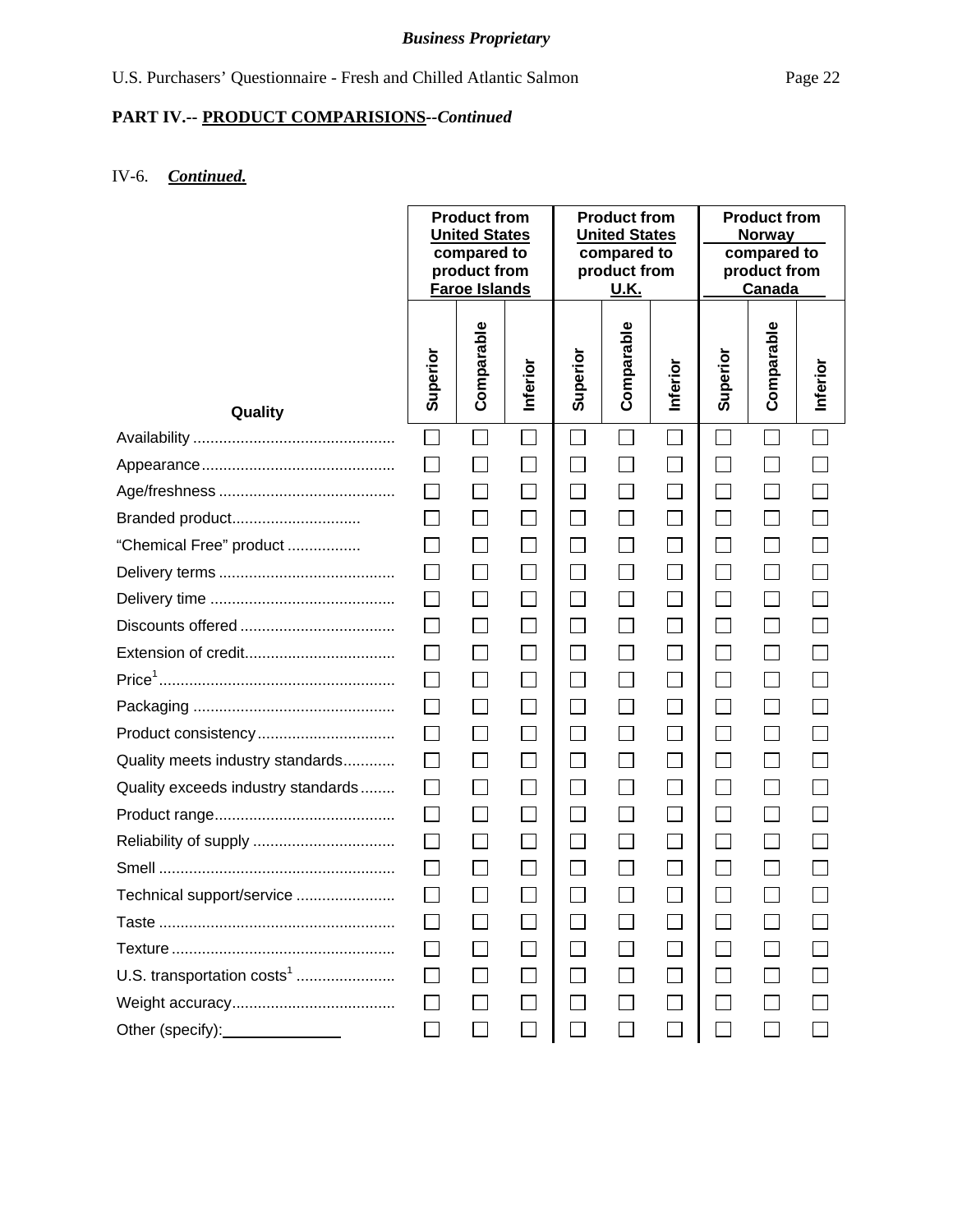*Business Proprietary*

**PART IV.-- PRODUCT COMPARISIONS--*Continued***

IV-6. ***Continued.***

| Quality | Product from United States compared to product from Faroe Islands | | | Product from United States compared to product from U.K. | | | Product from Norway compared to product from Canada | | |
|---|---|---|---|---|---|---|---|---|---|
| | Superior | Comparable | Inferior | Superior | Comparable | Inferior | Superior | Comparable | Inferior |
| Availability | ☐ | ☐ | ☐ | ☐ | ☐ | ☐ | ☐ | ☐ | ☐ |
| Appearance | ☐ | ☐ | ☐ | ☐ | ☐ | ☐ | ☐ | ☐ | ☐ |
| Age/freshness | ☐ | ☐ | ☐ | ☐ | ☐ | ☐ | ☐ | ☐ | ☐ |
| Branded product | ☐ | ☐ | ☐ | ☐ | ☐ | ☐ | ☐ | ☐ | ☐ |
| "Chemical Free" product | ☐ | ☐ | ☐ | ☐ | ☐ | ☐ | ☐ | ☐ | ☐ |
| Delivery terms | ☐ | ☐ | ☐ | ☐ | ☐ | ☐ | ☐ | ☐ | ☐ |
| Delivery time | ☐ | ☐ | ☐ | ☐ | ☐ | ☐ | ☐ | ☐ | ☐ |
| Discounts offered | ☐ | ☐ | ☐ | ☐ | ☐ | ☐ | ☐ | ☐ | ☐ |
| Extension of credit | ☐ | ☐ | ☐ | ☐ | ☐ | ☐ | ☐ | ☐ | ☐ |
| Price[1] | ☐ | ☐ | ☐ | ☐ | ☐ | ☐ | ☐ | ☐ | ☐ |
| Packaging | ☐ | ☐ | ☐ | ☐ | ☐ | ☐ | ☐ | ☐ | ☐ |
| Product consistency | ☐ | ☐ | ☐ | ☐ | ☐ | ☐ | ☐ | ☐ | ☐ |
| Quality meets industry standards | ☐ | ☐ | ☐ | ☐ | ☐ | ☐ | ☐ | ☐ | ☐ |
| Quality exceeds industry standards | ☐ | ☐ | ☐ | ☐ | ☐ | ☐ | ☐ | ☐ | ☐ |
| Product range | ☐ | ☐ | ☐ | ☐ | ☐ | ☐ | ☐ | ☐ | ☐ |
| Reliability of supply | ☐ | ☐ | ☐ | ☐ | ☐ | ☐ | ☐ | ☐ | ☐ |
| Smell | ☐ | ☐ | ☐ | ☐ | ☐ | ☐ | ☐ | ☐ | ☐ |
| Technical support/service | ☐ | ☐ | ☐ | ☐ | ☐ | ☐ | ☐ | ☐ | ☐ |
| Taste | ☐ | ☐ | ☐ | ☐ | ☐ | ☐ | ☐ | ☐ | ☐ |
| Texture | ☐ | ☐ | ☐ | ☐ | ☐ | ☐ | ☐ | ☐ | ☐ |
| U.S. transportation costs[1] | ☐ | ☐ | ☐ | ☐ | ☐ | ☐ | ☐ | ☐ | ☐ |
| Weight accuracy | ☐ | ☐ | ☐ | ☐ | ☐ | ☐ | ☐ | ☐ | ☐ |
| Other (specify): ______________ | ☐ | ☐ | ☐ | ☐ | ☐ | ☐ | ☐ | ☐ | ☐ |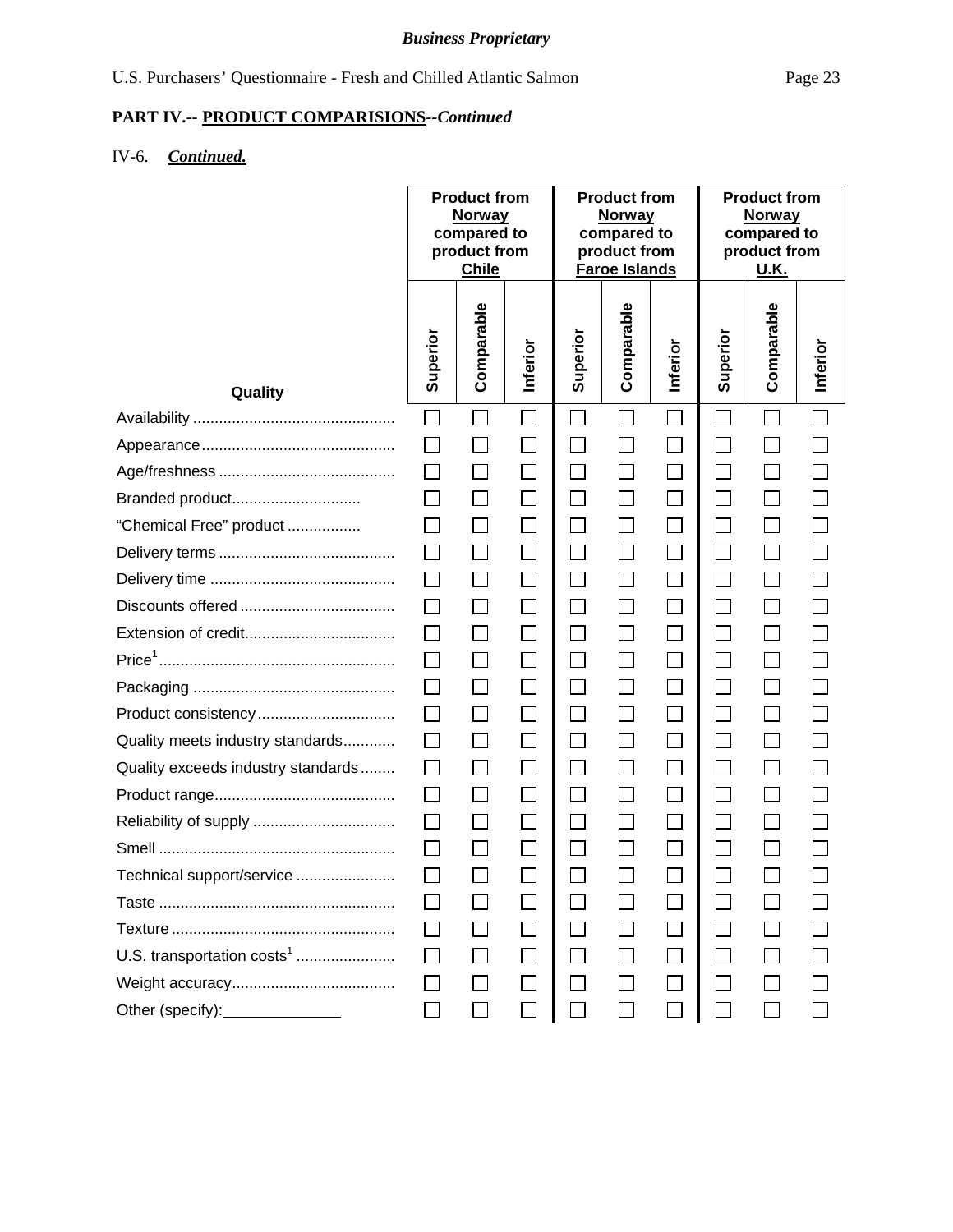**Business Proprietary**

U.S. Purchasers' Questionnaire - Fresh and Chilled Atlantic Salmon

## PART IV.-- PRODUCT COMPARISIONS--*Continued*

IV-6. ***Continued.***

| Quality | Product from Norway compared to product from Chile | | | Product from Norway compared to product from Faroe Islands | | | Product from Norway compared to product from U.K. | | |
|---|---|---|---|---|---|---|---|---|---|
| | Superior | Comparable | Inferior | Superior | Comparable | Inferior | Superior | Comparable | Inferior |
| Availability | ☐ | ☐ | ☐ | ☐ | ☐ | ☐ | ☐ | ☐ | ☐ |
| Appearance | ☐ | ☐ | ☐ | ☐ | ☐ | ☐ | ☐ | ☐ | ☐ |
| Age/freshness | ☐ | ☐ | ☐ | ☐ | ☐ | ☐ | ☐ | ☐ | ☐ |
| Branded product | ☐ | ☐ | ☐ | ☐ | ☐ | ☐ | ☐ | ☐ | ☐ |
| "Chemical Free" product | ☐ | ☐ | ☐ | ☐ | ☐ | ☐ | ☐ | ☐ | ☐ |
| Delivery terms | ☐ | ☐ | ☐ | ☐ | ☐ | ☐ | ☐ | ☐ | ☐ |
| Delivery time | ☐ | ☐ | ☐ | ☐ | ☐ | ☐ | ☐ | ☐ | ☐ |
| Discounts offered | ☐ | ☐ | ☐ | ☐ | ☐ | ☐ | ☐ | ☐ | ☐ |
| Extension of credit | ☐ | ☐ | ☐ | ☐ | ☐ | ☐ | ☐ | ☐ | ☐ |
| Price[1] | ☐ | ☐ | ☐ | ☐ | ☐ | ☐ | ☐ | ☐ | ☐ |
| Packaging | ☐ | ☐ | ☐ | ☐ | ☐ | ☐ | ☐ | ☐ | ☐ |
| Product consistency | ☐ | ☐ | ☐ | ☐ | ☐ | ☐ | ☐ | ☐ | ☐ |
| Quality meets industry standards | ☐ | ☐ | ☐ | ☐ | ☐ | ☐ | ☐ | ☐ | ☐ |
| Quality exceeds industry standards | ☐ | ☐ | ☐ | ☐ | ☐ | ☐ | ☐ | ☐ | ☐ |
| Product range | ☐ | ☐ | ☐ | ☐ | ☐ | ☐ | ☐ | ☐ | ☐ |
| Reliability of supply | ☐ | ☐ | ☐ | ☐ | ☐ | ☐ | ☐ | ☐ | ☐ |
| Smell | ☐ | ☐ | ☐ | ☐ | ☐ | ☐ | ☐ | ☐ | ☐ |
| Technical support/service | ☐ | ☐ | ☐ | ☐ | ☐ | ☐ | ☐ | ☐ | ☐ |
| Taste | ☐ | ☐ | ☐ | ☐ | ☐ | ☐ | ☐ | ☐ | ☐ |
| Texture | ☐ | ☐ | ☐ | ☐ | ☐ | ☐ | ☐ | ☐ | ☐ |
| U.S. transportation costs[1] | ☐ | ☐ | ☐ | ☐ | ☐ | ☐ | ☐ | ☐ | ☐ |
| Weight accuracy | ☐ | ☐ | ☐ | ☐ | ☐ | ☐ | ☐ | ☐ | ☐ |
| Other (specify): ____________ | ☐ | ☐ | ☐ | ☐ | ☐ | ☐ | ☐ | ☐ | ☐ |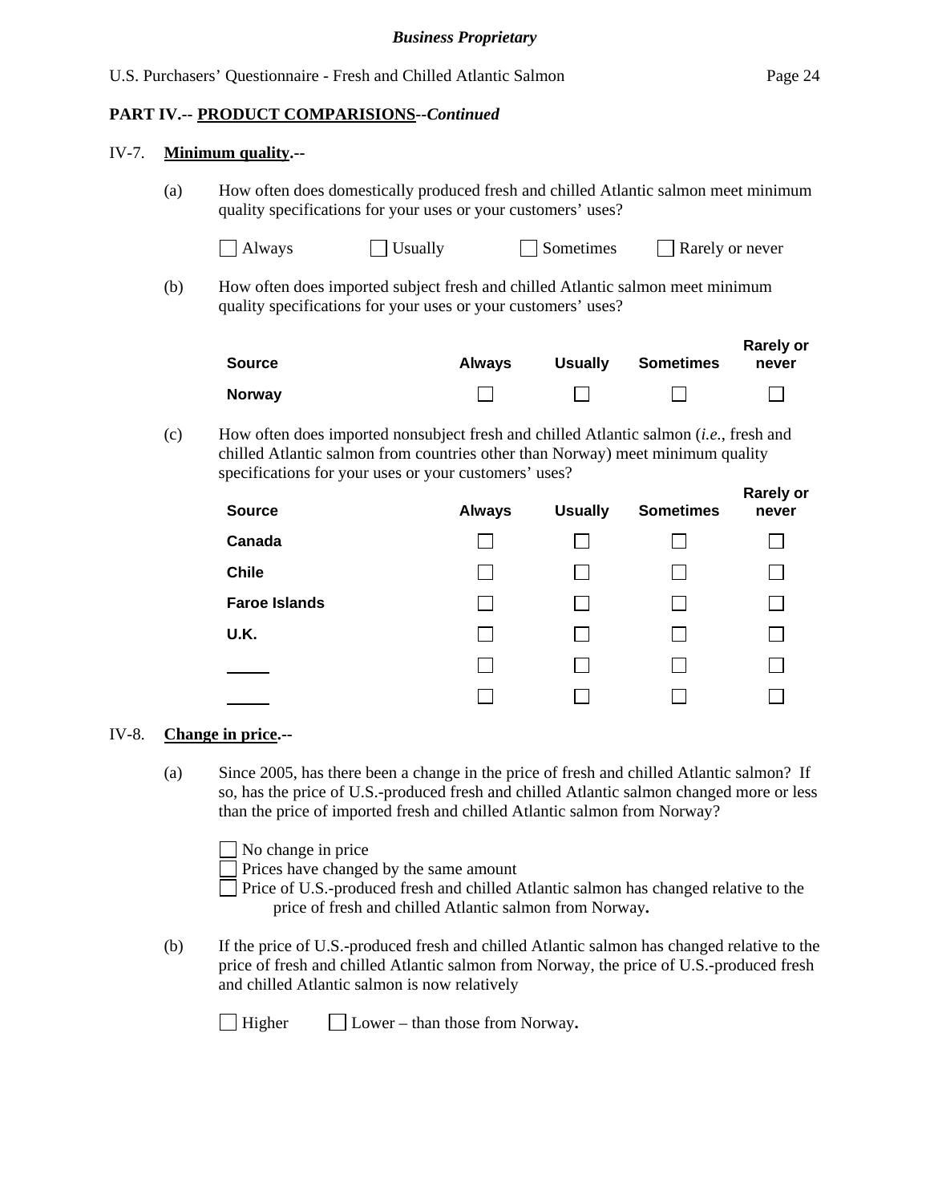**PART IV.-- PRODUCT COMPARISIONS--*Continued***

IV-7. **Minimum quality.--**

(a) How often does domestically produced fresh and chilled Atlantic salmon meet minimum quality specifications for your uses or your customers' uses?

☐ Always ☐ Usually ☐ Sometimes ☐ Rarely or never

(b) How often does imported subject fresh and chilled Atlantic salmon meet minimum quality specifications for your uses or your customers' uses?

| Source | Always | Usually | Sometimes | Rarely or never |
|---|---|---|---|---|
| **Norway** | ☐ | ☐ | ☐ | ☐ |

(c) How often does imported nonsubject fresh and chilled Atlantic salmon (*i.e.*, fresh and chilled Atlantic salmon from countries other than Norway) meet minimum quality specifications for your uses or your customers' uses?

| Source | Always | Usually | Sometimes | Rarely or never |
|---|---|---|---|---|
| **Canada** | ☐ | ☐ | ☐ | ☐ |
| **Chile** | ☐ | ☐ | ☐ | ☐ |
| **Faroe Islands** | ☐ | ☐ | ☐ | ☐ |
| **U.K.** | ☐ | ☐ | ☐ | ☐ |
| _____ | ☐ | ☐ | ☐ | ☐ |
| _____ | ☐ | ☐ | ☐ | ☐ |

IV-8. **Change in price.--**

(a) Since 2005, has there been a change in the price of fresh and chilled Atlantic salmon? If so, has the price of U.S.-produced fresh and chilled Atlantic salmon changed more or less than the price of imported fresh and chilled Atlantic salmon from Norway?

☐ No change in price
☐ Prices have changed by the same amount
☐ Price of U.S.-produced fresh and chilled Atlantic salmon has changed relative to the price of fresh and chilled Atlantic salmon from Norway**.**

(b) If the price of U.S.-produced fresh and chilled Atlantic salmon has changed relative to the price of fresh and chilled Atlantic salmon from Norway, the price of U.S.-produced fresh and chilled Atlantic salmon is now relatively

☐ Higher ☐ Lower – than those from Norway**.**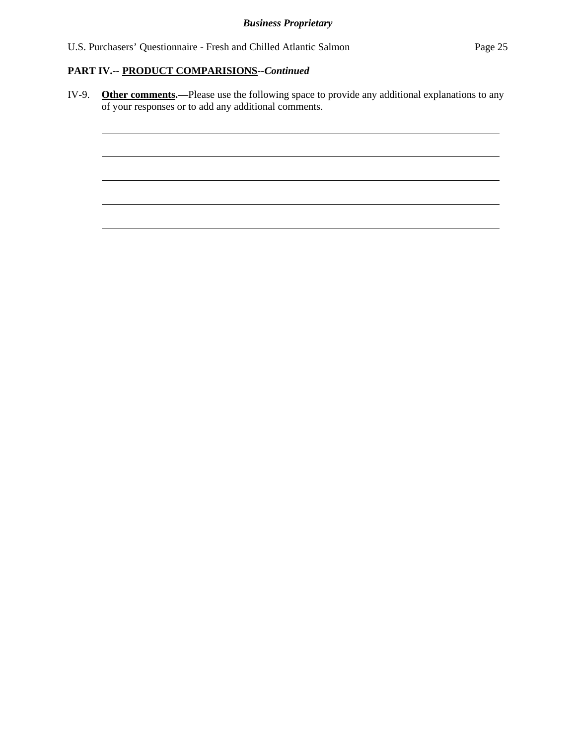**PART IV.-- PRODUCT COMPARISIONS--*Continued***

IV-9. **Other comments.—**Please use the following space to provide any additional explanations to any of your responses or to add any additional comments.